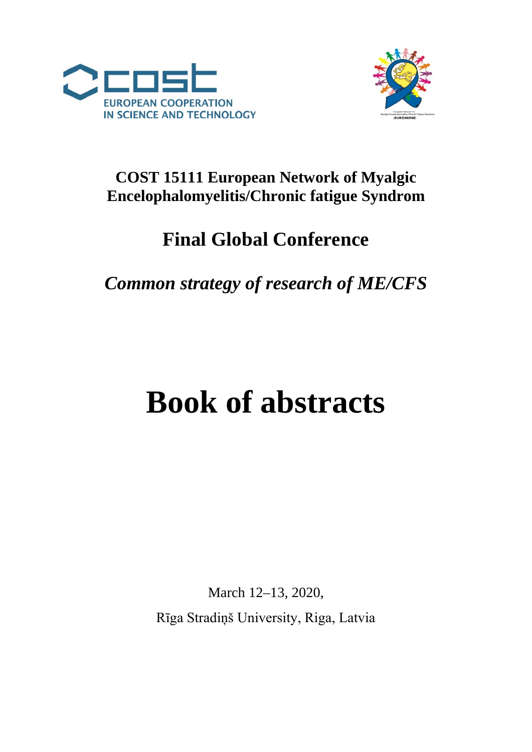COST 15111 European Network of Myalgic Encelophalomyelitis/Chronic fatigue Syndrom

## Final Global Conference

*Common strategy of research of ME/CFS*

# Book of abstracts

March 12–13, 2020,

Rīga Stradiņš University, Riga, Latvia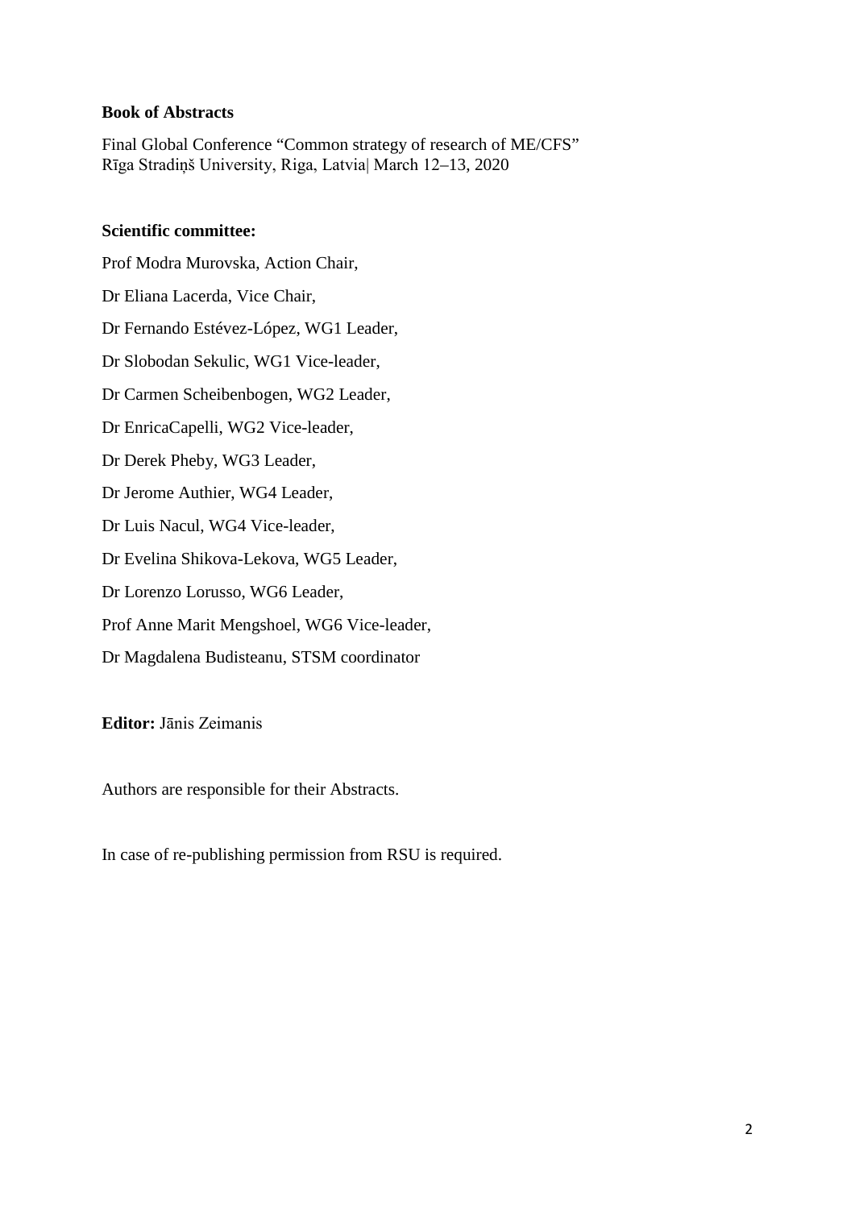**Book of Abstracts**

Final Global Conference "Common strategy of research of ME/CFS"
Rīga Stradiņš University, Riga, Latvia| March 12–13, 2020

**Scientific committee:**

Prof Modra Murovska, Action Chair,

Dr Eliana Lacerda, Vice Chair,

Dr Fernando Estévez-López, WG1 Leader,

Dr Slobodan Sekulic, WG1 Vice-leader,

Dr Carmen Scheibenbogen, WG2 Leader,

Dr EnricaCapelli, WG2 Vice-leader,

Dr Derek Pheby, WG3 Leader,

Dr Jerome Authier, WG4 Leader,

Dr Luis Nacul, WG4 Vice-leader,

Dr Evelina Shikova-Lekova, WG5 Leader,

Dr Lorenzo Lorusso, WG6 Leader,

Prof Anne Marit Mengshoel, WG6 Vice-leader,

Dr Magdalena Budisteanu, STSM coordinator

**Editor:** Jānis Zeimanis

Authors are responsible for their Abstracts.

In case of re-publishing permission from RSU is required.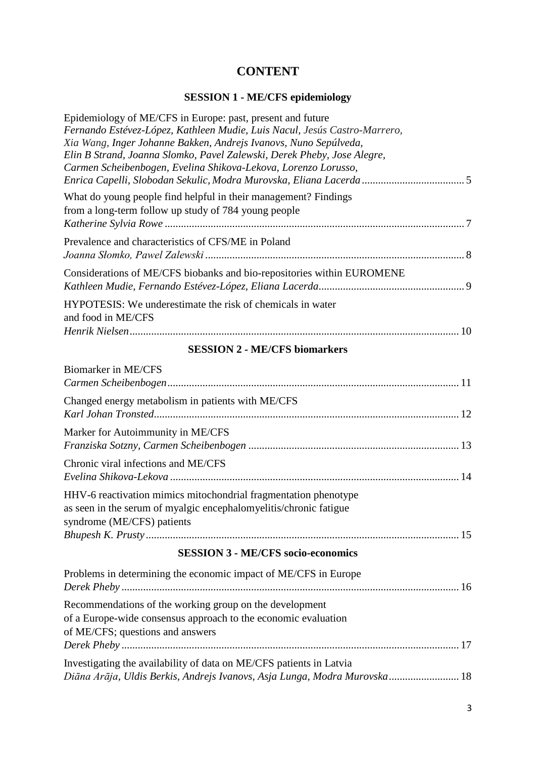# CONTENT

## SESSION 1 - ME/CFS epidemiology

Epidemiology of ME/CFS in Europe: past, present and future
*Fernando Estévez-López, Kathleen Mudie, Luis Nacul, Jesús Castro-Marrero, Xia Wang, Inger Johanne Bakken, Andrejs Ivanovs, Nuno Sepúlveda, Elin B Strand, Joanna Slomko, Pavel Zalewski, Derek Pheby, Jose Alegre, Carmen Scheibenbogen, Evelina Shikova-Lekova, Lorenzo Lorusso, Enrica Capelli, Slobodan Sekulic, Modra Murovska, Eliana Lacerda* ..................................... 5

What do young people find helpful in their management? Findings from a long-term follow up study of 784 young people
*Katherine Sylvia Rowe* ............................................................................................. 7

Prevalence and characteristics of CFS/ME in Poland
*Joanna Słomko, Pawel Zalewski* ............................................................................... 8

Considerations of ME/CFS biobanks and bio-repositories within EUROMENE
*Kathleen Mudie, Fernando Estévez-López, Eliana Lacerda*..................................................... 9

HYPOTESIS: We underestimate the risk of chemicals in water and food in ME/CFS
*Henrik Nielsen*........................................................................................................ 10

## SESSION 2 - ME/CFS biomarkers

Biomarker in ME/CFS
*Carmen Scheibenbogen*.......................................................................................... 11

Changed energy metabolism in patients with ME/CFS
*Karl Johan Tronsted*................................................................................................ 12

Marker for Autoimmunity in ME/CFS
*Franziska Sotzny, Carmen Scheibenbogen* ............................................................................. 13

Chronic viral infections and ME/CFS
*Evelina Shikova-Lekova* .......................................................................................... 14

HHV-6 reactivation mimics mitochondrial fragmentation phenotype as seen in the serum of myalgic encephalomyelitis/chronic fatigue syndrome (ME/CFS) patients
*Bhupesh K. Prusty* ................................................................................................... 15

## SESSION 3 - ME/CFS socio-economics

Problems in determining the economic impact of ME/CFS in Europe
*Derek Pheby* ........................................................................................................... 16

Recommendations of the working group on the development of a Europe-wide consensus approach to the economic evaluation of ME/CFS; questions and answers
*Derek Pheby* ........................................................................................................... 17

Investigating the availability of data on ME/CFS patients in Latvia
*Diāna Arāja, Uldis Berkis, Andrejs Ivanovs, Asja Lunga, Modra Murovska*......................... 18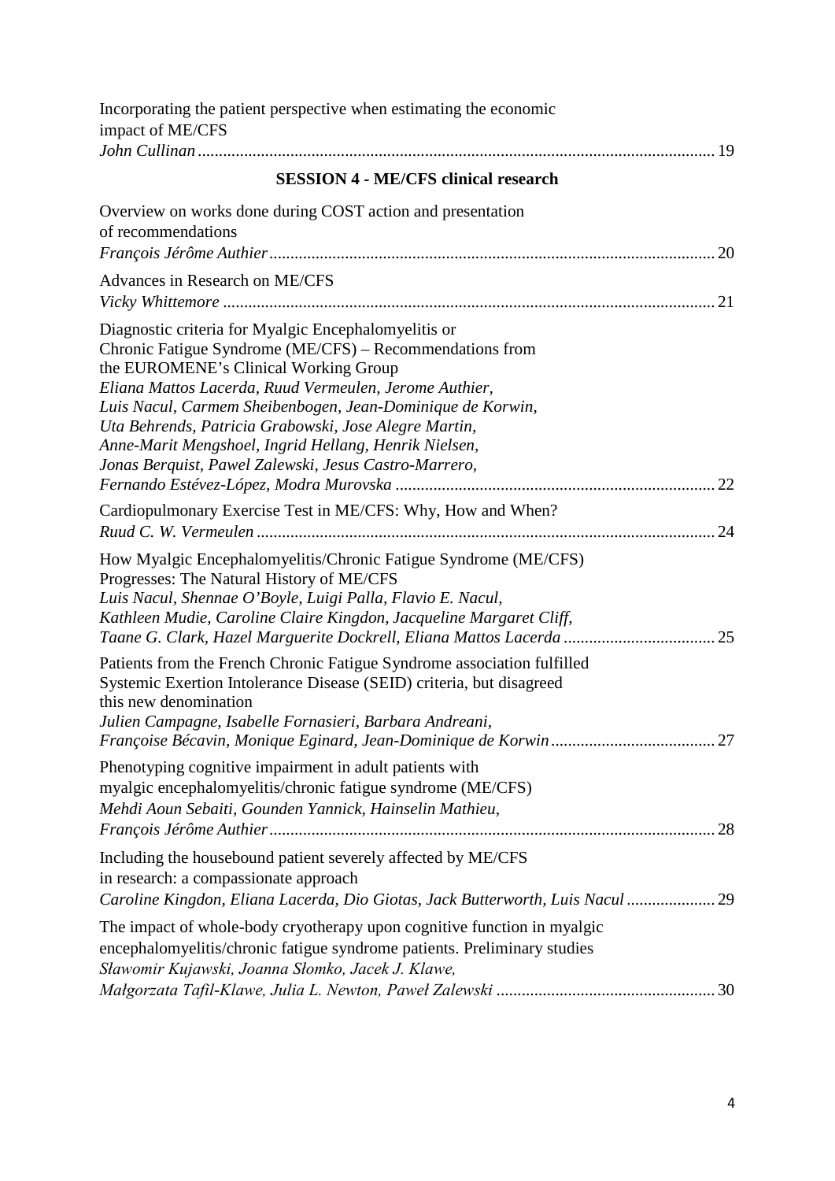Incorporating the patient perspective when estimating the economic impact of ME/CFS
*John Cullinan* ........................................................................................................ 19

**SESSION 4 - ME/CFS clinical research**

Overview on works done during COST action and presentation of recommendations
*François Jérôme Authier* ........................................................................................ 20

Advances in Research on ME/CFS
*Vicky Whittemore* ................................................................................................... 21

Diagnostic criteria for Myalgic Encephalomyelitis or Chronic Fatigue Syndrome (ME/CFS) – Recommendations from the EUROMENE's Clinical Working Group
*Eliana Mattos Lacerda, Ruud Vermeulen, Jerome Authier, Luis Nacul, Carmem Sheibenbogen, Jean-Dominique de Korwin, Uta Behrends, Patricia Grabowski, Jose Alegre Martin, Anne-Marit Mengshoel, Ingrid Hellang, Henrik Nielsen, Jonas Berquist, Pawel Zalewski, Jesus Castro-Marrero, Fernando Estévez-López, Modra Murovska* ........................................................................... 22

Cardiopulmonary Exercise Test in ME/CFS: Why, How and When?
*Ruud C. W. Vermeulen* ............................................................................................ 24

How Myalgic Encephalomyelitis/Chronic Fatigue Syndrome (ME/CFS) Progresses: The Natural History of ME/CFS
*Luis Nacul, Shennae O'Boyle, Luigi Palla, Flavio E. Nacul, Kathleen Mudie, Caroline Claire Kingdon, Jacqueline Margaret Cliff, Taane G. Clark, Hazel Marguerite Dockrell, Eliana Mattos Lacerda* .................................... 25

Patients from the French Chronic Fatigue Syndrome association fulfilled Systemic Exertion Intolerance Disease (SEID) criteria, but disagreed this new denomination
*Julien Campagne, Isabelle Fornasieri, Barbara Andreani, Françoise Bécavin, Monique Eginard, Jean-Dominique de Korwin* ....................................... 27

Phenotyping cognitive impairment in adult patients with myalgic encephalomyelitis/chronic fatigue syndrome (ME/CFS)
*Mehdi Aoun Sebaiti, Gounden Yannick, Hainselin Mathieu, François Jérôme Authier* ........................................................................................ 28

Including the housebound patient severely affected by ME/CFS in research: a compassionate approach
*Caroline Kingdon, Eliana Lacerda, Dio Giotas, Jack Butterworth, Luis Nacul* ..................... 29

The impact of whole-body cryotherapy upon cognitive function in myalgic encephalomyelitis/chronic fatigue syndrome patients. Preliminary studies
*Sławomir Kujawski, Joanna Słomko, Jacek J. Klawe, Małgorzata Tafil-Klawe, Julia L. Newton, Paweł Zalewski* ................................................... 30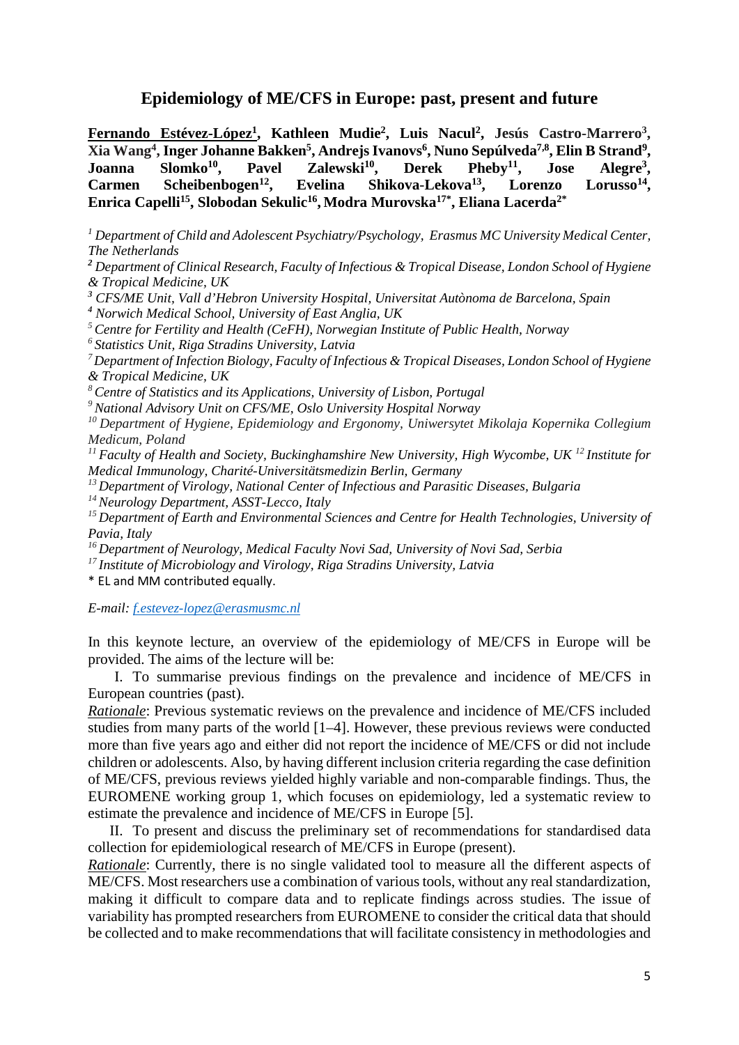## Epidemiology of ME/CFS in Europe: past, present and future

**Fernando Estévez-López[1], Kathleen Mudie[2], Luis Nacul[2], Jesús Castro-Marrero[3], Xia Wang[4], Inger Johanne Bakken[5], Andrejs Ivanovs[6], Nuno Sepúlveda[7,8], Elin B Strand[9], Joanna Slomko[10], Pavel Zalewski[10], Derek Pheby[11], Jose Alegre[3], Carmen Scheibenbogen[12], Evelina Shikova-Lekova[13], Lorenzo Lorusso[14], Enrica Capelli[15], Slobodan Sekulic[16], Modra Murovska[17*], Eliana Lacerda[2*]**

*[1] Department of Child and Adolescent Psychiatry/Psychology, Erasmus MC University Medical Center, The Netherlands*
*[2] Department of Clinical Research, Faculty of Infectious & Tropical Disease, London School of Hygiene & Tropical Medicine, UK*
*[3] CFS/ME Unit, Vall d'Hebron University Hospital, Universitat Autònoma de Barcelona, Spain*
*[4] Norwich Medical School, University of East Anglia, UK*
*[5] Centre for Fertility and Health (CeFH), Norwegian Institute of Public Health, Norway*
*[6] Statistics Unit, Riga Stradins University, Latvia*
*[7] Department of Infection Biology, Faculty of Infectious & Tropical Diseases, London School of Hygiene & Tropical Medicine, UK*
*[8] Centre of Statistics and its Applications, University of Lisbon, Portugal*
*[9] National Advisory Unit on CFS/ME, Oslo University Hospital Norway*
*[10] Department of Hygiene, Epidemiology and Ergonomy, Uniwersytet Mikolaja Kopernika Collegium Medicum, Poland*
*[11] Faculty of Health and Society, Buckinghamshire New University, High Wycombe, UK* *[12] Institute for Medical Immunology, Charité-Universitätsmedizin Berlin, Germany*
*[13] Department of Virology, National Center of Infectious and Parasitic Diseases, Bulgaria*
*[14] Neurology Department, ASST-Lecco, Italy*
*[15] Department of Earth and Environmental Sciences and Centre for Health Technologies, University of Pavia, Italy*
*[16] Department of Neurology, Medical Faculty Novi Sad, University of Novi Sad, Serbia*
*[17] Institute of Microbiology and Virology, Riga Stradins University, Latvia*
\* EL and MM contributed equally.

*E-mail: f.estevez-lopez@erasmusmc.nl*

In this keynote lecture, an overview of the epidemiology of ME/CFS in Europe will be provided. The aims of the lecture will be:

I. To summarise previous findings on the prevalence and incidence of ME/CFS in European countries (past).

*Rationale*: Previous systematic reviews on the prevalence and incidence of ME/CFS included studies from many parts of the world [1–4]. However, these previous reviews were conducted more than five years ago and either did not report the incidence of ME/CFS or did not include children or adolescents. Also, by having different inclusion criteria regarding the case definition of ME/CFS, previous reviews yielded highly variable and non-comparable findings. Thus, the EUROMENE working group 1, which focuses on epidemiology, led a systematic review to estimate the prevalence and incidence of ME/CFS in Europe [5].

II. To present and discuss the preliminary set of recommendations for standardised data collection for epidemiological research of ME/CFS in Europe (present).

*Rationale*: Currently, there is no single validated tool to measure all the different aspects of ME/CFS. Most researchers use a combination of various tools, without any real standardization, making it difficult to compare data and to replicate findings across studies. The issue of variability has prompted researchers from EUROMENE to consider the critical data that should be collected and to make recommendations that will facilitate consistency in methodologies and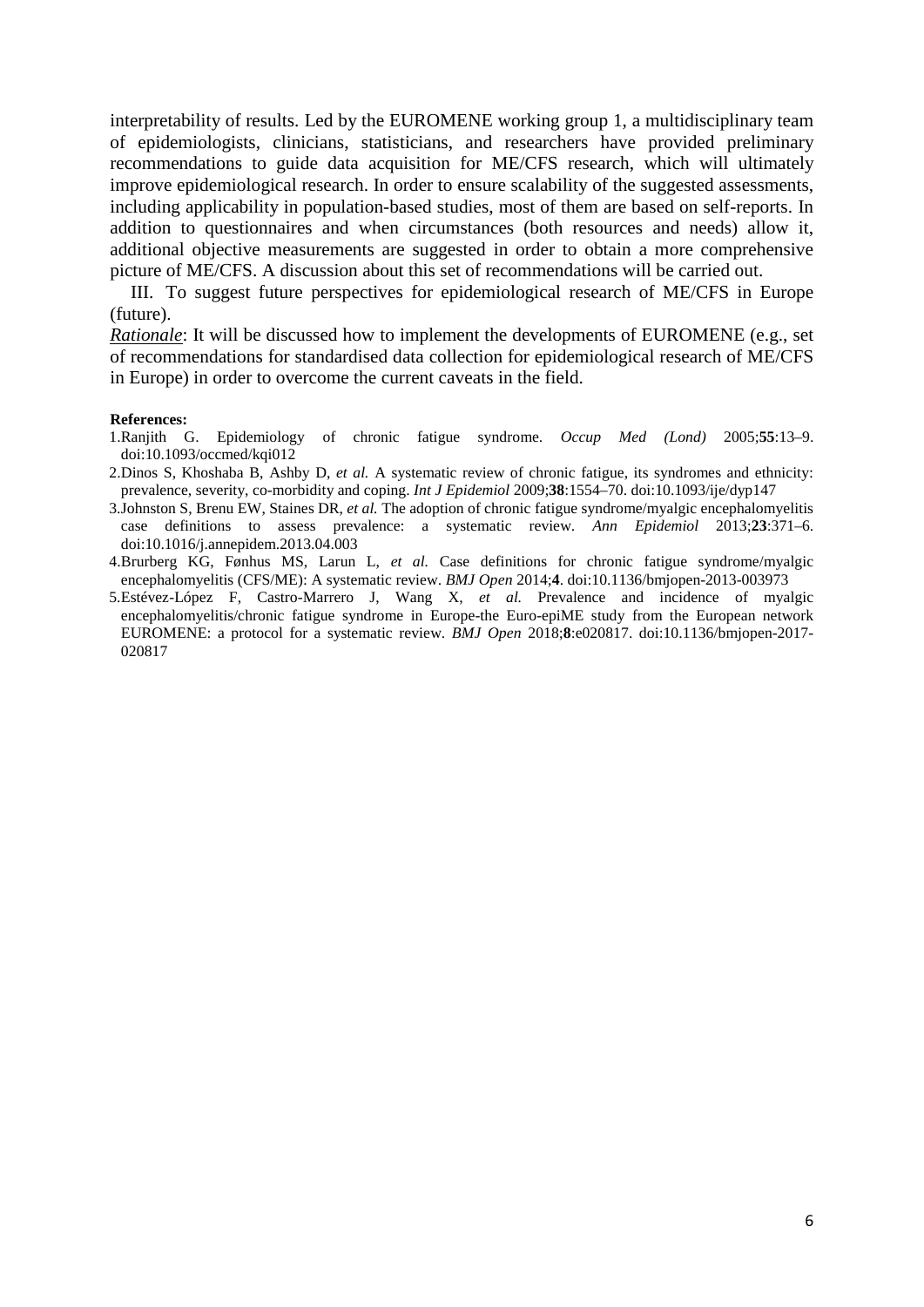interpretability of results. Led by the EUROMENE working group 1, a multidisciplinary team of epidemiologists, clinicians, statisticians, and researchers have provided preliminary recommendations to guide data acquisition for ME/CFS research, which will ultimately improve epidemiological research. In order to ensure scalability of the suggested assessments, including applicability in population-based studies, most of them are based on self-reports. In addition to questionnaires and when circumstances (both resources and needs) allow it, additional objective measurements are suggested in order to obtain a more comprehensive picture of ME/CFS. A discussion about this set of recommendations will be carried out.

III. To suggest future perspectives for epidemiological research of ME/CFS in Europe (future).

*Rationale*: It will be discussed how to implement the developments of EUROMENE (e.g., set of recommendations for standardised data collection for epidemiological research of ME/CFS in Europe) in order to overcome the current caveats in the field.

**References:**

1. Ranjith G. Epidemiology of chronic fatigue syndrome. *Occup Med (Lond)* 2005;**55**:13–9. doi:10.1093/occmed/kqi012
2. Dinos S, Khoshaba B, Ashby D, *et al.* A systematic review of chronic fatigue, its syndromes and ethnicity: prevalence, severity, co-morbidity and coping. *Int J Epidemiol* 2009;**38**:1554–70. doi:10.1093/ije/dyp147
3. Johnston S, Brenu EW, Staines DR, *et al.* The adoption of chronic fatigue syndrome/myalgic encephalomyelitis case definitions to assess prevalence: a systematic review. *Ann Epidemiol* 2013;**23**:371–6. doi:10.1016/j.annepidem.2013.04.003
4. Brurberg KG, Fønhus MS, Larun L, *et al.* Case definitions for chronic fatigue syndrome/myalgic encephalomyelitis (CFS/ME): A systematic review. *BMJ Open* 2014;**4**. doi:10.1136/bmjopen-2013-003973
5. Estévez-López F, Castro-Marrero J, Wang X, *et al.* Prevalence and incidence of myalgic encephalomyelitis/chronic fatigue syndrome in Europe-the Euro-epiME study from the European network EUROMENE: a protocol for a systematic review. *BMJ Open* 2018;**8**:e020817. doi:10.1136/bmjopen-2017-020817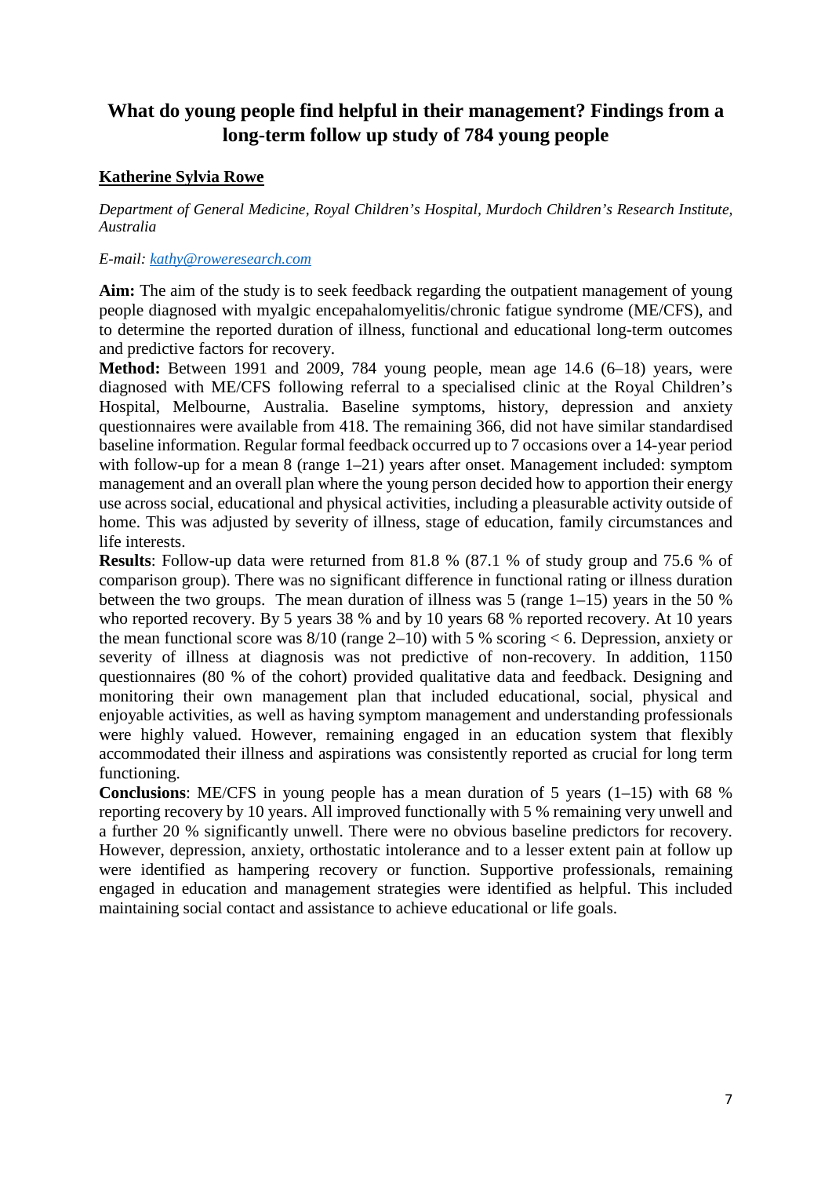## What do young people find helpful in their management? Findings from a long-term follow up study of 784 young people

**Katherine Sylvia Rowe**

*Department of General Medicine, Royal Children's Hospital, Murdoch Children's Research Institute, Australia*

*E-mail: kathy@roweresearch.com*

**Aim:** The aim of the study is to seek feedback regarding the outpatient management of young people diagnosed with myalgic encepahalomyelitis/chronic fatigue syndrome (ME/CFS), and to determine the reported duration of illness, functional and educational long-term outcomes and predictive factors for recovery.

**Method:** Between 1991 and 2009, 784 young people, mean age 14.6 (6–18) years, were diagnosed with ME/CFS following referral to a specialised clinic at the Royal Children's Hospital, Melbourne, Australia. Baseline symptoms, history, depression and anxiety questionnaires were available from 418. The remaining 366, did not have similar standardised baseline information. Regular formal feedback occurred up to 7 occasions over a 14-year period with follow-up for a mean 8 (range 1–21) years after onset. Management included: symptom management and an overall plan where the young person decided how to apportion their energy use across social, educational and physical activities, including a pleasurable activity outside of home. This was adjusted by severity of illness, stage of education, family circumstances and life interests.

**Results**: Follow-up data were returned from 81.8 % (87.1 % of study group and 75.6 % of comparison group). There was no significant difference in functional rating or illness duration between the two groups. The mean duration of illness was 5 (range 1–15) years in the 50 % who reported recovery. By 5 years 38 % and by 10 years 68 % reported recovery. At 10 years the mean functional score was 8/10 (range 2–10) with 5 % scoring < 6. Depression, anxiety or severity of illness at diagnosis was not predictive of non-recovery. In addition, 1150 questionnaires (80 % of the cohort) provided qualitative data and feedback. Designing and monitoring their own management plan that included educational, social, physical and enjoyable activities, as well as having symptom management and understanding professionals were highly valued. However, remaining engaged in an education system that flexibly accommodated their illness and aspirations was consistently reported as crucial for long term functioning.

**Conclusions**: ME/CFS in young people has a mean duration of 5 years (1–15) with 68 % reporting recovery by 10 years. All improved functionally with 5 % remaining very unwell and a further 20 % significantly unwell. There were no obvious baseline predictors for recovery. However, depression, anxiety, orthostatic intolerance and to a lesser extent pain at follow up were identified as hampering recovery or function. Supportive professionals, remaining engaged in education and management strategies were identified as helpful. This included maintaining social contact and assistance to achieve educational or life goals.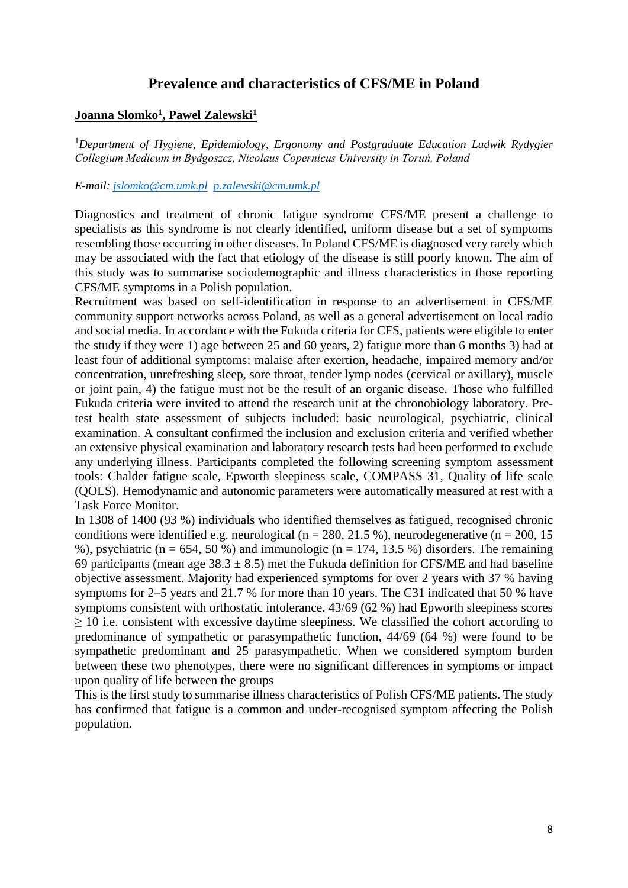# Prevalence and characteristics of CFS/ME in Poland

**Joanna Slomko[1], Pawel Zalewski[1]**

[1]*Department of Hygiene, Epidemiology, Ergonomy and Postgraduate Education Ludwik Rydygier Collegium Medicum in Bydgoszcz, Nicolaus Copernicus University in Toruń, Poland*

*E-mail:* jslomko@cm.umk.pl p.zalewski@cm.umk.pl

Diagnostics and treatment of chronic fatigue syndrome CFS/ME present a challenge to specialists as this syndrome is not clearly identified, uniform disease but a set of symptoms resembling those occurring in other diseases. In Poland CFS/ME is diagnosed very rarely which may be associated with the fact that etiology of the disease is still poorly known. The aim of this study was to summarise sociodemographic and illness characteristics in those reporting CFS/ME symptoms in a Polish population.

Recruitment was based on self-identification in response to an advertisement in CFS/ME community support networks across Poland, as well as a general advertisement on local radio and social media. In accordance with the Fukuda criteria for CFS, patients were eligible to enter the study if they were 1) age between 25 and 60 years, 2) fatigue more than 6 months 3) had at least four of additional symptoms: malaise after exertion, headache, impaired memory and/or concentration, unrefreshing sleep, sore throat, tender lymp nodes (cervical or axillary), muscle or joint pain, 4) the fatigue must not be the result of an organic disease. Those who fulfilled Fukuda criteria were invited to attend the research unit at the chronobiology laboratory. Pre-test health state assessment of subjects included: basic neurological, psychiatric, clinical examination. A consultant confirmed the inclusion and exclusion criteria and verified whether an extensive physical examination and laboratory research tests had been performed to exclude any underlying illness. Participants completed the following screening symptom assessment tools: Chalder fatigue scale, Epworth sleepiness scale, COMPASS 31, Quality of life scale (QOLS). Hemodynamic and autonomic parameters were automatically measured at rest with a Task Force Monitor.

In 1308 of 1400 (93 %) individuals who identified themselves as fatigued, recognised chronic conditions were identified e.g. neurological (n = 280, 21.5 %), neurodegenerative (n = 200, 15 %), psychiatric (n = 654, 50 %) and immunologic (n = 174, 13.5 %) disorders. The remaining 69 participants (mean age $38.3 \pm 8.5$) met the Fukuda definition for CFS/ME and had baseline objective assessment. Majority had experienced symptoms for over 2 years with 37 % having symptoms for 2–5 years and 21.7 % for more than 10 years. The C31 indicated that 50 % have symptoms consistent with orthostatic intolerance. 43/69 (62 %) had Epworth sleepiness scores $\geq 10$ i.e. consistent with excessive daytime sleepiness. We classified the cohort according to predominance of sympathetic or parasympathetic function, 44/69 (64 %) were found to be sympathetic predominant and 25 parasympathetic. When we considered symptom burden between these two phenotypes, there were no significant differences in symptoms or impact upon quality of life between the groups

This is the first study to summarise illness characteristics of Polish CFS/ME patients. The study has confirmed that fatigue is a common and under-recognised symptom affecting the Polish population.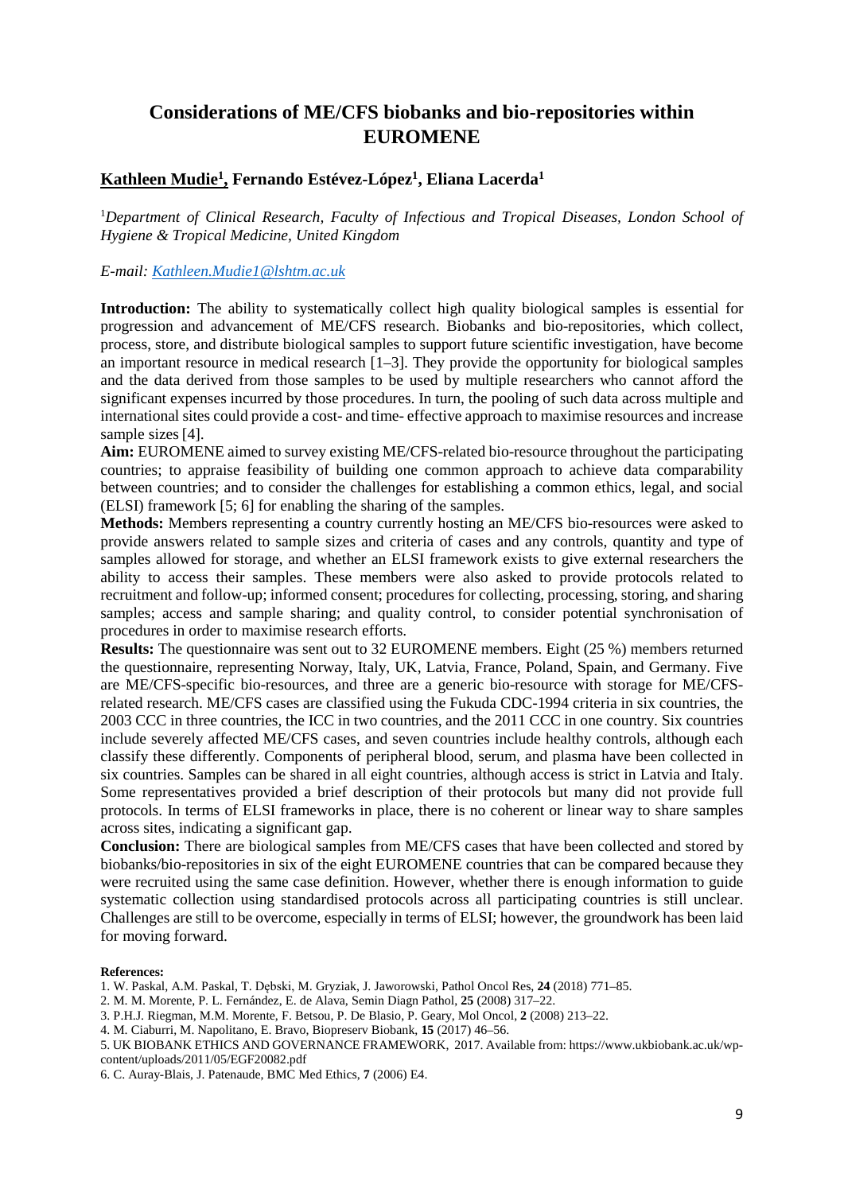# Considerations of ME/CFS biobanks and bio-repositories within EUROMENE

**Kathleen Mudie[1], Fernando Estévez-López[1], Eliana Lacerda[1]**

[1]*Department of Clinical Research, Faculty of Infectious and Tropical Diseases, London School of Hygiene & Tropical Medicine, United Kingdom*

*E-mail: Kathleen.Mudie1@lshtm.ac.uk*

**Introduction:** The ability to systematically collect high quality biological samples is essential for progression and advancement of ME/CFS research. Biobanks and bio-repositories, which collect, process, store, and distribute biological samples to support future scientific investigation, have become an important resource in medical research [1–3]. They provide the opportunity for biological samples and the data derived from those samples to be used by multiple researchers who cannot afford the significant expenses incurred by those procedures. In turn, the pooling of such data across multiple and international sites could provide a cost- and time- effective approach to maximise resources and increase sample sizes [4].

**Aim:** EUROMENE aimed to survey existing ME/CFS-related bio-resource throughout the participating countries; to appraise feasibility of building one common approach to achieve data comparability between countries; and to consider the challenges for establishing a common ethics, legal, and social (ELSI) framework [5; 6] for enabling the sharing of the samples.

**Methods:** Members representing a country currently hosting an ME/CFS bio-resources were asked to provide answers related to sample sizes and criteria of cases and any controls, quantity and type of samples allowed for storage, and whether an ELSI framework exists to give external researchers the ability to access their samples. These members were also asked to provide protocols related to recruitment and follow-up; informed consent; procedures for collecting, processing, storing, and sharing samples; access and sample sharing; and quality control, to consider potential synchronisation of procedures in order to maximise research efforts.

**Results:** The questionnaire was sent out to 32 EUROMENE members. Eight (25 %) members returned the questionnaire, representing Norway, Italy, UK, Latvia, France, Poland, Spain, and Germany. Five are ME/CFS-specific bio-resources, and three are a generic bio-resource with storage for ME/CFS-related research. ME/CFS cases are classified using the Fukuda CDC-1994 criteria in six countries, the 2003 CCC in three countries, the ICC in two countries, and the 2011 CCC in one country. Six countries include severely affected ME/CFS cases, and seven countries include healthy controls, although each classify these differently. Components of peripheral blood, serum, and plasma have been collected in six countries. Samples can be shared in all eight countries, although access is strict in Latvia and Italy. Some representatives provided a brief description of their protocols but many did not provide full protocols. In terms of ELSI frameworks in place, there is no coherent or linear way to share samples across sites, indicating a significant gap.

**Conclusion:** There are biological samples from ME/CFS cases that have been collected and stored by biobanks/bio-repositories in six of the eight EUROMENE countries that can be compared because they were recruited using the same case definition. However, whether there is enough information to guide systematic collection using standardised protocols across all participating countries is still unclear. Challenges are still to be overcome, especially in terms of ELSI; however, the groundwork has been laid for moving forward.

**References:**

1. W. Paskal, A.M. Paskal, T. Dębski, M. Gryziak, J. Jaworowski, Pathol Oncol Res, **24** (2018) 771–85.
2. M. M. Morente, P. L. Fernández, E. de Alava, Semin Diagn Pathol, **25** (2008) 317–22.
3. P.H.J. Riegman, M.M. Morente, F. Betsou, P. De Blasio, P. Geary, Mol Oncol, **2** (2008) 213–22.
4. M. Ciaburri, M. Napolitano, E. Bravo, Biopreserv Biobank, **15** (2017) 46–56.
5. UK BIOBANK ETHICS AND GOVERNANCE FRAMEWORK, 2017. Available from: https://www.ukbiobank.ac.uk/wp-content/uploads/2011/05/EGF20082.pdf
6. C. Auray-Blais, J. Patenaude, BMC Med Ethics, **7** (2006) E4.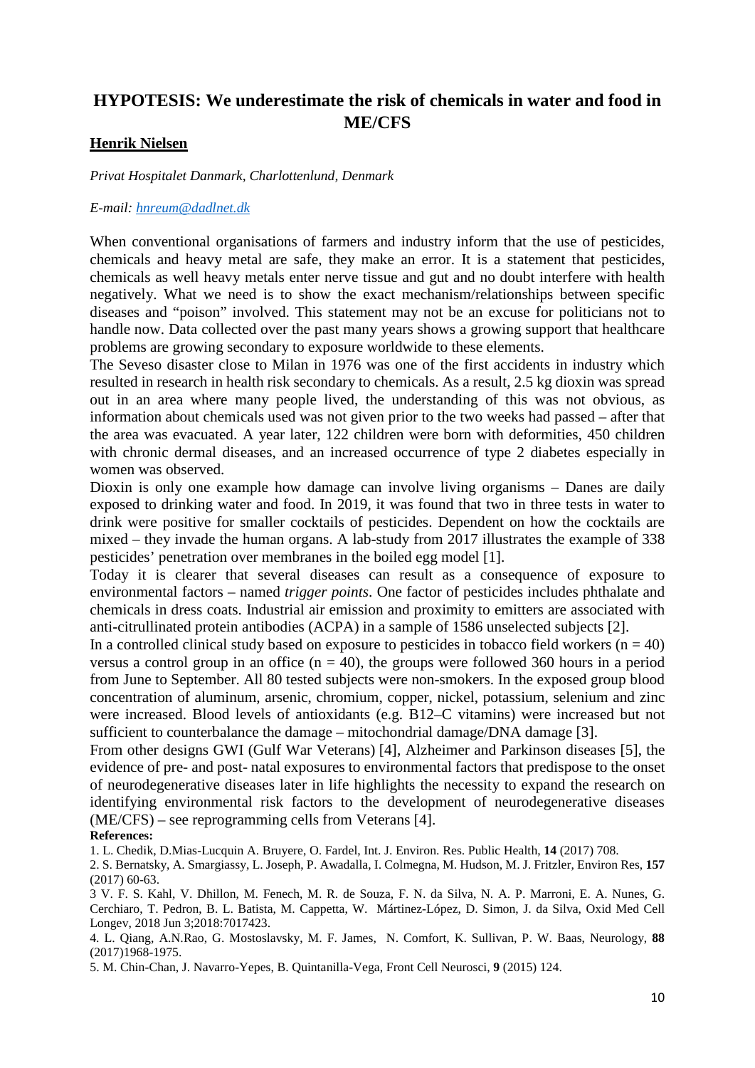# HYPOTESIS: We underestimate the risk of chemicals in water and food in ME/CFS

**Henrik Nielsen**

*Privat Hospitalet Danmark, Charlottenlund, Denmark*

*E-mail: hnreum@dadlnet.dk*

When conventional organisations of farmers and industry inform that the use of pesticides, chemicals and heavy metal are safe, they make an error. It is a statement that pesticides, chemicals as well heavy metals enter nerve tissue and gut and no doubt interfere with health negatively. What we need is to show the exact mechanism/relationships between specific diseases and "poison" involved. This statement may not be an excuse for politicians not to handle now. Data collected over the past many years shows a growing support that healthcare problems are growing secondary to exposure worldwide to these elements.

The Seveso disaster close to Milan in 1976 was one of the first accidents in industry which resulted in research in health risk secondary to chemicals. As a result, 2.5 kg dioxin was spread out in an area where many people lived, the understanding of this was not obvious, as information about chemicals used was not given prior to the two weeks had passed – after that the area was evacuated. A year later, 122 children were born with deformities, 450 children with chronic dermal diseases, and an increased occurrence of type 2 diabetes especially in women was observed.

Dioxin is only one example how damage can involve living organisms – Danes are daily exposed to drinking water and food. In 2019, it was found that two in three tests in water to drink were positive for smaller cocktails of pesticides. Dependent on how the cocktails are mixed – they invade the human organs. A lab-study from 2017 illustrates the example of 338 pesticides' penetration over membranes in the boiled egg model [1].

Today it is clearer that several diseases can result as a consequence of exposure to environmental factors – named *trigger points*. One factor of pesticides includes phthalate and chemicals in dress coats. Industrial air emission and proximity to emitters are associated with anti-citrullinated protein antibodies (ACPA) in a sample of 1586 unselected subjects [2].

In a controlled clinical study based on exposure to pesticides in tobacco field workers ($n = 40$) versus a control group in an office ($n = 40$), the groups were followed 360 hours in a period from June to September. All 80 tested subjects were non-smokers. In the exposed group blood concentration of aluminum, arsenic, chromium, copper, nickel, potassium, selenium and zinc were increased. Blood levels of antioxidants (e.g. B12–C vitamins) were increased but not sufficient to counterbalance the damage – mitochondrial damage/DNA damage [3].

From other designs GWI (Gulf War Veterans) [4], Alzheimer and Parkinson diseases [5], the evidence of pre- and post- natal exposures to environmental factors that predispose to the onset of neurodegenerative diseases later in life highlights the necessity to expand the research on identifying environmental risk factors to the development of neurodegenerative diseases (ME/CFS) – see reprogramming cells from Veterans [4].

**References:**

1. L. Chedik, D.Mias-Lucquin A. Bruyere, O. Fardel, Int. J. Environ. Res. Public Health, **14** (2017) 708.
2. S. Bernatsky, A. Smargiassy, L. Joseph, P. Awadalla, I. Colmegna, M. Hudson, M. J. Fritzler, Environ Res, **157** (2017) 60-63.
3. V. F. S. Kahl, V. Dhillon, M. Fenech, M. R. de Souza, F. N. da Silva, N. A. P. Marroni, E. A. Nunes, G. Cerchiaro, T. Pedron, B. L. Batista, M. Cappetta, W. Mártinez-López, D. Simon, J. da Silva, Oxid Med Cell Longev, 2018 Jun 3;2018:7017423.
4. L. Qiang, A.N.Rao, G. Mostoslavsky, M. F. James, N. Comfort, K. Sullivan, P. W. Baas, Neurology, **88** (2017)1968-1975.
5. M. Chin-Chan, J. Navarro-Yepes, B. Quintanilla-Vega, Front Cell Neurosci, **9** (2015) 124.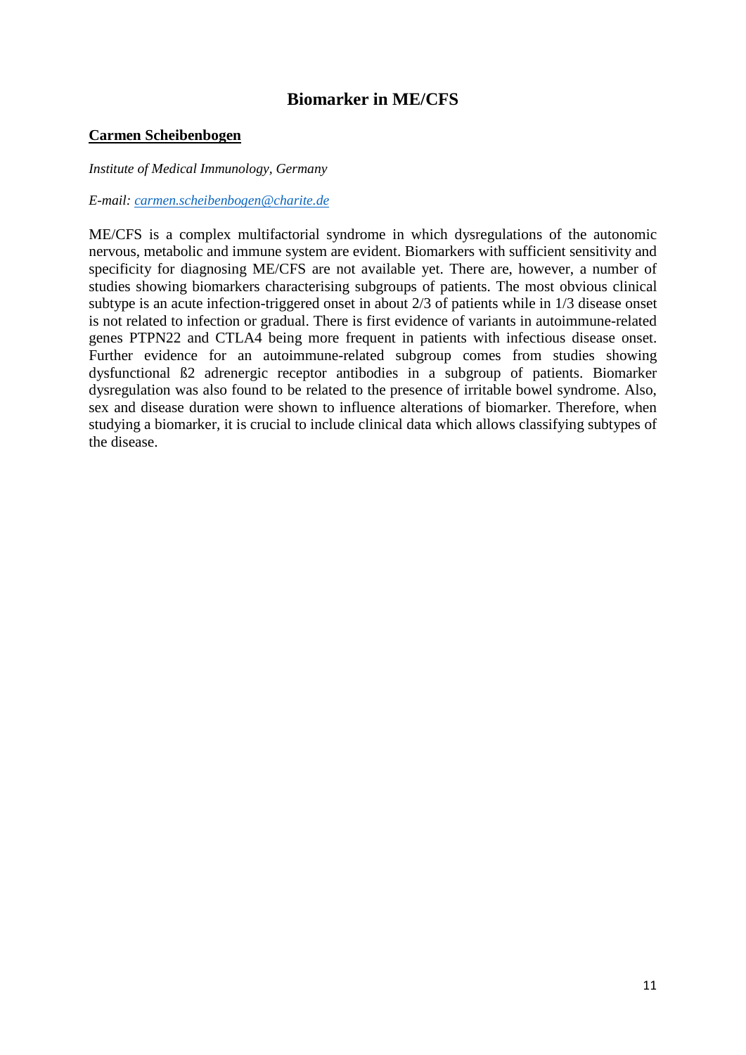# Biomarker in ME/CFS

**Carmen Scheibenbogen**

*Institute of Medical Immunology, Germany*

*E-mail: carmen.scheibenbogen@charite.de*

ME/CFS is a complex multifactorial syndrome in which dysregulations of the autonomic nervous, metabolic and immune system are evident. Biomarkers with sufficient sensitivity and specificity for diagnosing ME/CFS are not available yet. There are, however, a number of studies showing biomarkers characterising subgroups of patients. The most obvious clinical subtype is an acute infection-triggered onset in about 2/3 of patients while in 1/3 disease onset is not related to infection or gradual. There is first evidence of variants in autoimmune-related genes PTPN22 and CTLA4 being more frequent in patients with infectious disease onset. Further evidence for an autoimmune-related subgroup comes from studies showing dysfunctional ß2 adrenergic receptor antibodies in a subgroup of patients. Biomarker dysregulation was also found to be related to the presence of irritable bowel syndrome. Also, sex and disease duration were shown to influence alterations of biomarker. Therefore, when studying a biomarker, it is crucial to include clinical data which allows classifying subtypes of the disease.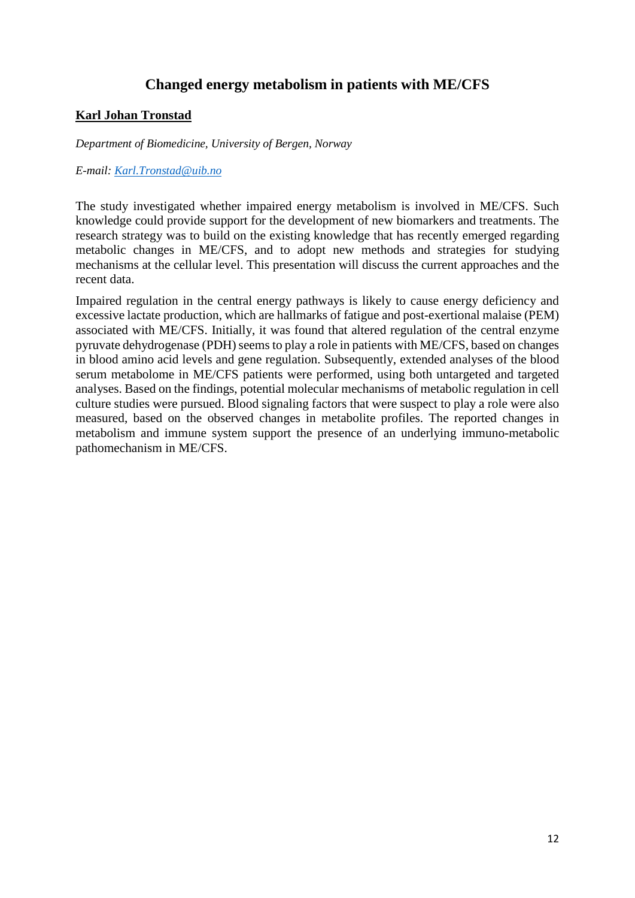## Changed energy metabolism in patients with ME/CFS

**Karl Johan Tronstad**

*Department of Biomedicine, University of Bergen, Norway*

*E-mail: Karl.Tronstad@uib.no*

The study investigated whether impaired energy metabolism is involved in ME/CFS. Such knowledge could provide support for the development of new biomarkers and treatments. The research strategy was to build on the existing knowledge that has recently emerged regarding metabolic changes in ME/CFS, and to adopt new methods and strategies for studying mechanisms at the cellular level. This presentation will discuss the current approaches and the recent data.

Impaired regulation in the central energy pathways is likely to cause energy deficiency and excessive lactate production, which are hallmarks of fatigue and post-exertional malaise (PEM) associated with ME/CFS. Initially, it was found that altered regulation of the central enzyme pyruvate dehydrogenase (PDH) seems to play a role in patients with ME/CFS, based on changes in blood amino acid levels and gene regulation. Subsequently, extended analyses of the blood serum metabolome in ME/CFS patients were performed, using both untargeted and targeted analyses. Based on the findings, potential molecular mechanisms of metabolic regulation in cell culture studies were pursued. Blood signaling factors that were suspect to play a role were also measured, based on the observed changes in metabolite profiles. The reported changes in metabolism and immune system support the presence of an underlying immuno-metabolic pathomechanism in ME/CFS.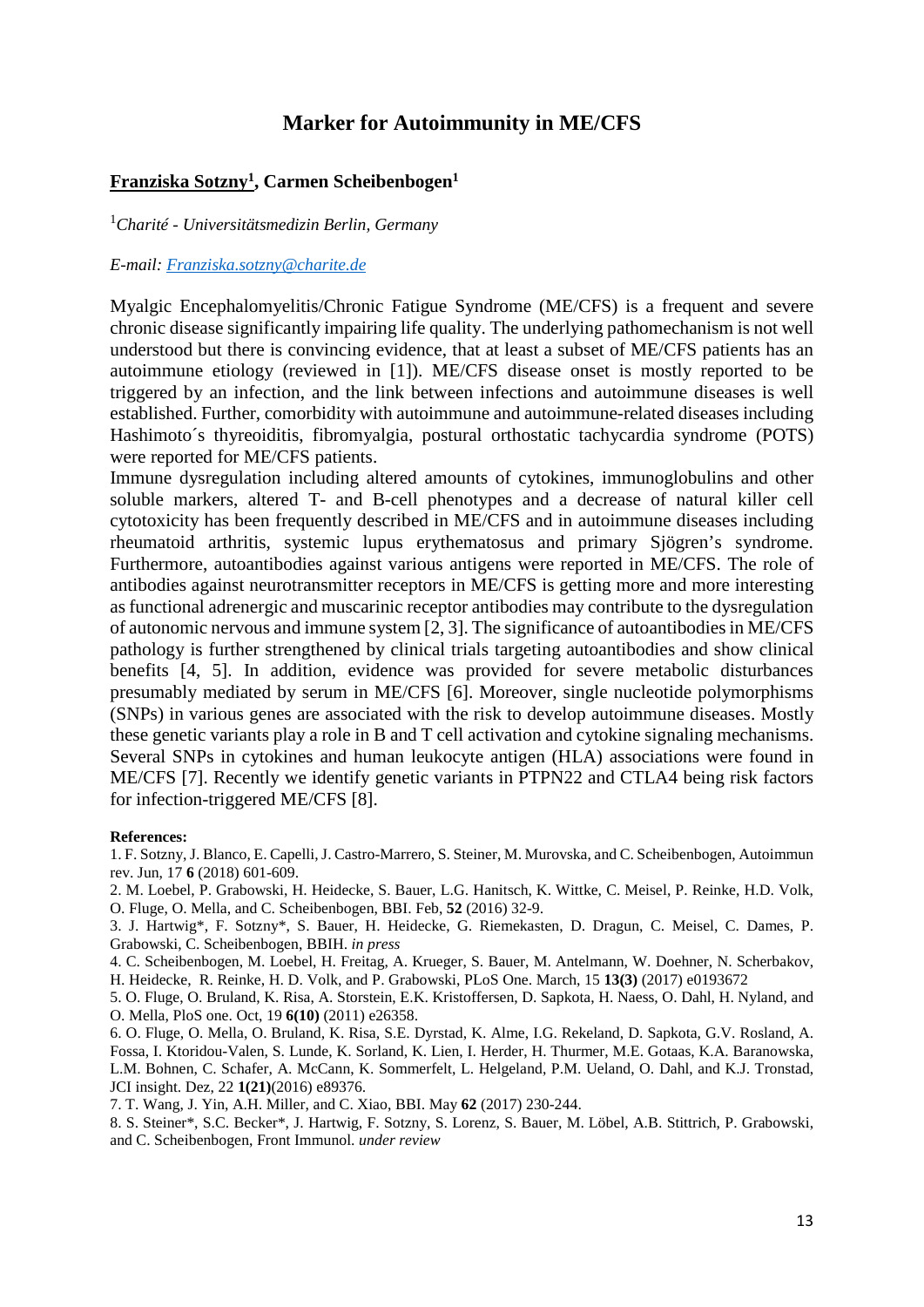# Marker for Autoimmunity in ME/CFS

**<u>Franziska Sotzny</u>[1], Carmen Scheibenbogen[1]**

[1]*Charité - Universitätsmedizin Berlin, Germany*

*E-mail: Franziska.sotzny@charite.de*

Myalgic Encephalomyelitis/Chronic Fatigue Syndrome (ME/CFS) is a frequent and severe chronic disease significantly impairing life quality. The underlying pathomechanism is not well understood but there is convincing evidence, that at least a subset of ME/CFS patients has an autoimmune etiology (reviewed in [1]). ME/CFS disease onset is mostly reported to be triggered by an infection, and the link between infections and autoimmune diseases is well established. Further, comorbidity with autoimmune and autoimmune-related diseases including Hashimoto´s thyreoiditis, fibromyalgia, postural orthostatic tachycardia syndrome (POTS) were reported for ME/CFS patients.

Immune dysregulation including altered amounts of cytokines, immunoglobulins and other soluble markers, altered T- and B-cell phenotypes and a decrease of natural killer cell cytotoxicity has been frequently described in ME/CFS and in autoimmune diseases including rheumatoid arthritis, systemic lupus erythematosus and primary Sjögren's syndrome. Furthermore, autoantibodies against various antigens were reported in ME/CFS. The role of antibodies against neurotransmitter receptors in ME/CFS is getting more and more interesting as functional adrenergic and muscarinic receptor antibodies may contribute to the dysregulation of autonomic nervous and immune system [2, 3]. The significance of autoantibodies in ME/CFS pathology is further strengthened by clinical trials targeting autoantibodies and show clinical benefits [4, 5]. In addition, evidence was provided for severe metabolic disturbances presumably mediated by serum in ME/CFS [6]. Moreover, single nucleotide polymorphisms (SNPs) in various genes are associated with the risk to develop autoimmune diseases. Mostly these genetic variants play a role in B and T cell activation and cytokine signaling mechanisms. Several SNPs in cytokines and human leukocyte antigen (HLA) associations were found in ME/CFS [7]. Recently we identify genetic variants in PTPN22 and CTLA4 being risk factors for infection-triggered ME/CFS [8].

**References:**

1. F. Sotzny, J. Blanco, E. Capelli, J. Castro-Marrero, S. Steiner, M. Murovska, and C. Scheibenbogen, Autoimmun rev. Jun, 17 **6** (2018) 601-609.
2. M. Loebel, P. Grabowski, H. Heidecke, S. Bauer, L.G. Hanitsch, K. Wittke, C. Meisel, P. Reinke, H.D. Volk, O. Fluge, O. Mella, and C. Scheibenbogen, BBI. Feb, **52** (2016) 32-9.
3. J. Hartwig*, F. Sotzny*, S. Bauer, H. Heidecke, G. Riemekasten, D. Dragun, C. Meisel, C. Dames, P. Grabowski, C. Scheibenbogen, BBIH. *in press*
4. C. Scheibenbogen, M. Loebel, H. Freitag, A. Krueger, S. Bauer, M. Antelmann, W. Doehner, N. Scherbakov, H. Heidecke, R. Reinke, H. D. Volk, and P. Grabowski, PLoS One. March, 15 **13(3)** (2017) e0193672
5. O. Fluge, O. Bruland, K. Risa, A. Storstein, E.K. Kristoffersen, D. Sapkota, H. Naess, O. Dahl, H. Nyland, and O. Mella, PloS one. Oct, 19 **6(10)** (2011) e26358.
6. O. Fluge, O. Mella, O. Bruland, K. Risa, S.E. Dyrstad, K. Alme, I.G. Rekeland, D. Sapkota, G.V. Rosland, A. Fossa, I. Ktoridou-Valen, S. Lunde, K. Sorland, K. Lien, I. Herder, H. Thurmer, M.E. Gotaas, K.A. Baranowska, L.M. Bohnen, C. Schafer, A. McCann, K. Sommerfelt, L. Helgeland, P.M. Ueland, O. Dahl, and K.J. Tronstad, JCI insight. Dez, 22 **1(21)**(2016) e89376.
7. T. Wang, J. Yin, A.H. Miller, and C. Xiao, BBI. May **62** (2017) 230-244.
8. S. Steiner*, S.C. Becker*, J. Hartwig, F. Sotzny, S. Lorenz, S. Bauer, M. Löbel, A.B. Stittrich, P. Grabowski, and C. Scheibenbogen, Front Immunol. *under review*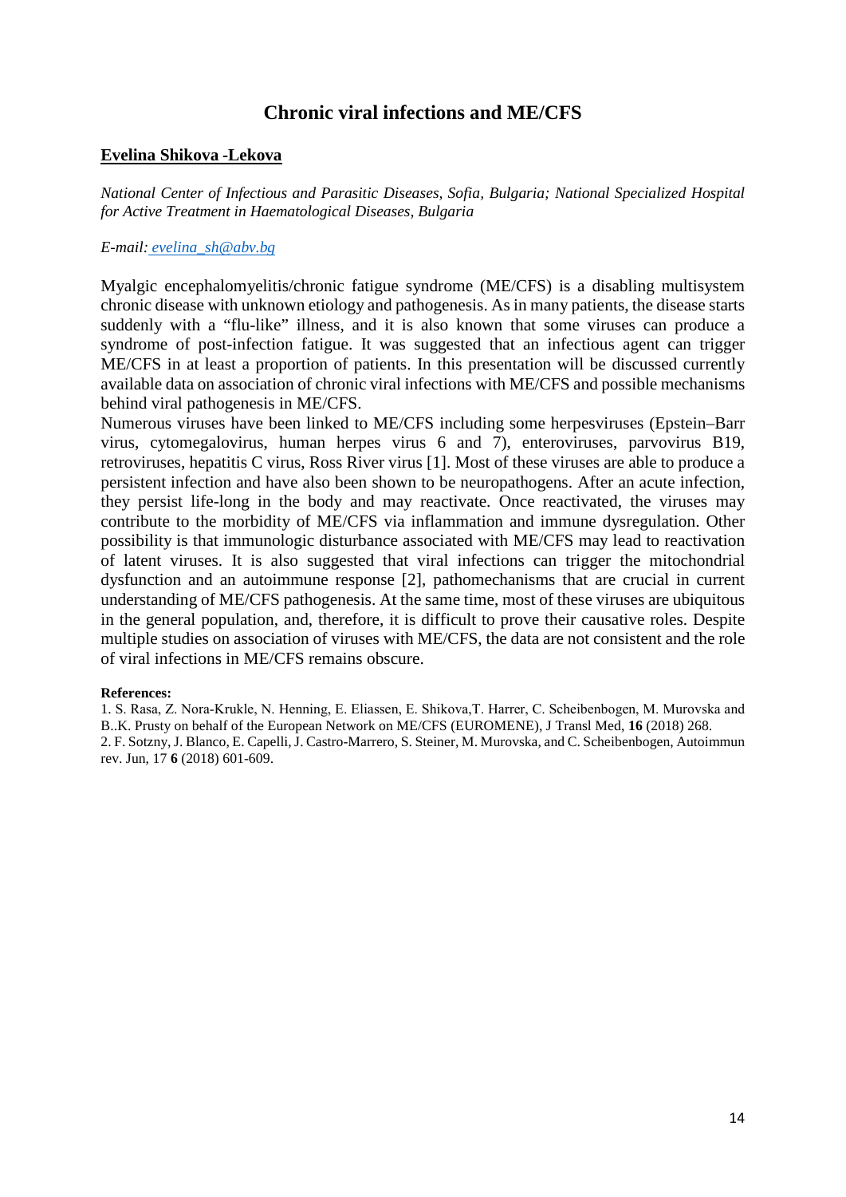# Chronic viral infections and ME/CFS

**Evelina Shikova -Lekova**

*National Center of Infectious and Parasitic Diseases, Sofia, Bulgaria; National Specialized Hospital for Active Treatment in Haematological Diseases, Bulgaria*

*E-mail: evelina_sh@abv.bg*

Myalgic encephalomyelitis/chronic fatigue syndrome (ME/CFS) is a disabling multisystem chronic disease with unknown etiology and pathogenesis. As in many patients, the disease starts suddenly with a "flu-like" illness, and it is also known that some viruses can produce a syndrome of post-infection fatigue. It was suggested that an infectious agent can trigger ME/CFS in at least a proportion of patients. In this presentation will be discussed currently available data on association of chronic viral infections with ME/CFS and possible mechanisms behind viral pathogenesis in ME/CFS.

Numerous viruses have been linked to ME/CFS including some herpesviruses (Epstein–Barr virus, cytomegalovirus, human herpes virus 6 and 7), enteroviruses, parvovirus B19, retroviruses, hepatitis C virus, Ross River virus [1]. Most of these viruses are able to produce a persistent infection and have also been shown to be neuropathogens. After an acute infection, they persist life-long in the body and may reactivate. Once reactivated, the viruses may contribute to the morbidity of ME/CFS via inflammation and immune dysregulation. Other possibility is that immunologic disturbance associated with ME/CFS may lead to reactivation of latent viruses. It is also suggested that viral infections can trigger the mitochondrial dysfunction and an autoimmune response [2], pathomechanisms that are crucial in current understanding of ME/CFS pathogenesis. At the same time, most of these viruses are ubiquitous in the general population, and, therefore, it is difficult to prove their causative roles. Despite multiple studies on association of viruses with ME/CFS, the data are not consistent and the role of viral infections in ME/CFS remains obscure.

**References:**

1. S. Rasa, Z. Nora-Krukle, N. Henning, E. Eliassen, E. Shikova,T. Harrer, C. Scheibenbogen, M. Murovska and B..K. Prusty on behalf of the European Network on ME/CFS (EUROMENE), J Transl Med, **16** (2018) 268.
2. F. Sotzny, J. Blanco, E. Capelli, J. Castro-Marrero, S. Steiner, M. Murovska, and C. Scheibenbogen, Autoimmun rev. Jun, 17 **6** (2018) 601-609.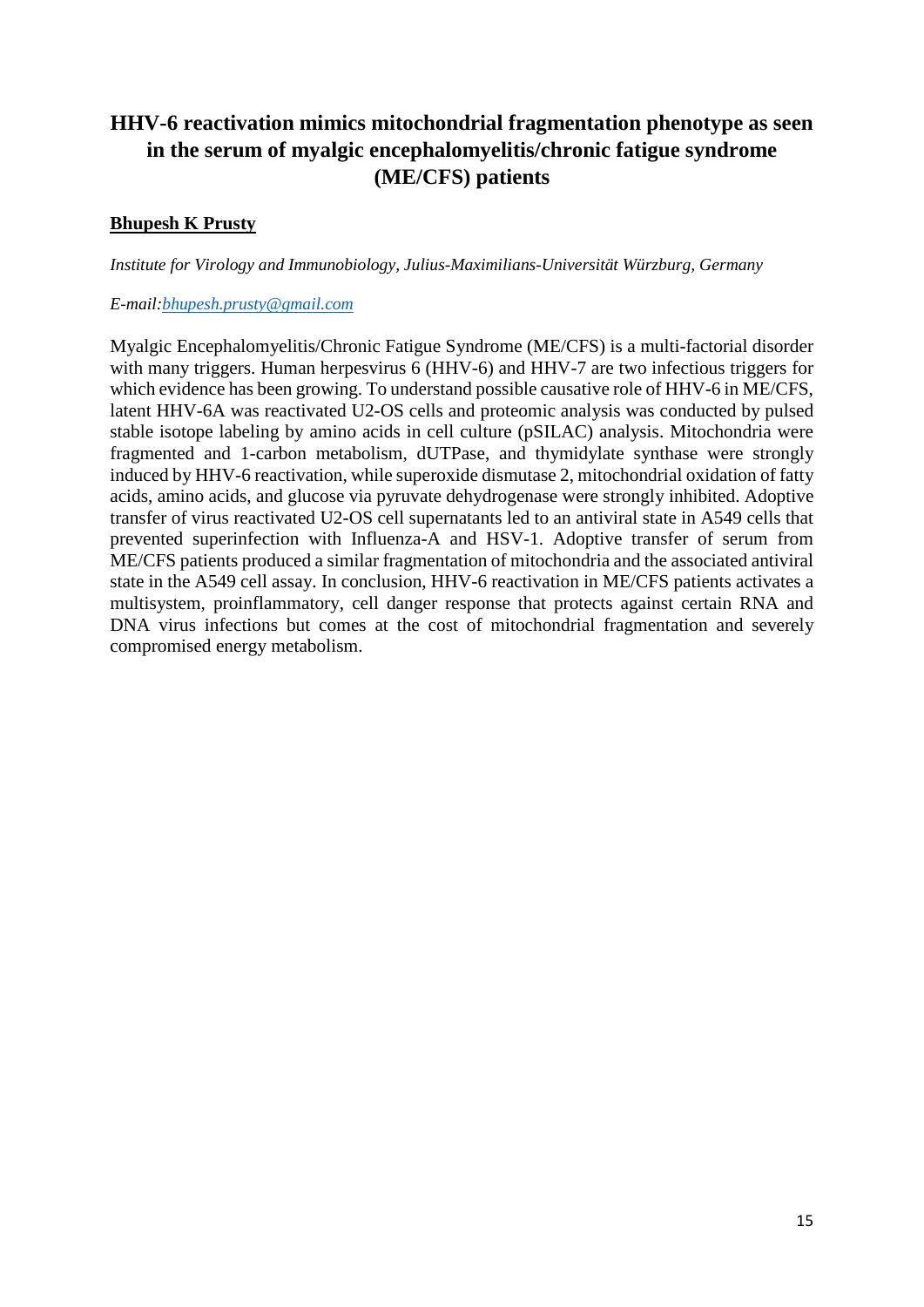## HHV-6 reactivation mimics mitochondrial fragmentation phenotype as seen in the serum of myalgic encephalomyelitis/chronic fatigue syndrome (ME/CFS) patients

**Bhupesh K Prusty**

*Institute for Virology and Immunobiology, Julius-Maximilians-Universität Würzburg, Germany*

*E-mail:bhupesh.prusty@gmail.com*

Myalgic Encephalomyelitis/Chronic Fatigue Syndrome (ME/CFS) is a multi-factorial disorder with many triggers. Human herpesvirus 6 (HHV-6) and HHV-7 are two infectious triggers for which evidence has been growing. To understand possible causative role of HHV-6 in ME/CFS, latent HHV-6A was reactivated U2-OS cells and proteomic analysis was conducted by pulsed stable isotope labeling by amino acids in cell culture (pSILAC) analysis. Mitochondria were fragmented and 1-carbon metabolism, dUTPase, and thymidylate synthase were strongly induced by HHV-6 reactivation, while superoxide dismutase 2, mitochondrial oxidation of fatty acids, amino acids, and glucose via pyruvate dehydrogenase were strongly inhibited. Adoptive transfer of virus reactivated U2-OS cell supernatants led to an antiviral state in A549 cells that prevented superinfection with Influenza-A and HSV-1. Adoptive transfer of serum from ME/CFS patients produced a similar fragmentation of mitochondria and the associated antiviral state in the A549 cell assay. In conclusion, HHV-6 reactivation in ME/CFS patients activates a multisystem, proinflammatory, cell danger response that protects against certain RNA and DNA virus infections but comes at the cost of mitochondrial fragmentation and severely compromised energy metabolism.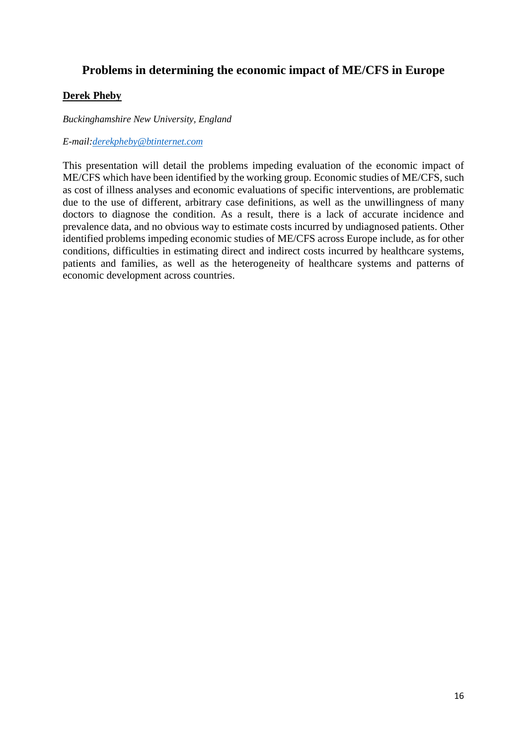## Problems in determining the economic impact of ME/CFS in Europe

**Derek Pheby**

*Buckinghamshire New University, England*

*E-mail:derekpheby@btinternet.com*

This presentation will detail the problems impeding evaluation of the economic impact of ME/CFS which have been identified by the working group. Economic studies of ME/CFS, such as cost of illness analyses and economic evaluations of specific interventions, are problematic due to the use of different, arbitrary case definitions, as well as the unwillingness of many doctors to diagnose the condition. As a result, there is a lack of accurate incidence and prevalence data, and no obvious way to estimate costs incurred by undiagnosed patients. Other identified problems impeding economic studies of ME/CFS across Europe include, as for other conditions, difficulties in estimating direct and indirect costs incurred by healthcare systems, patients and families, as well as the heterogeneity of healthcare systems and patterns of economic development across countries.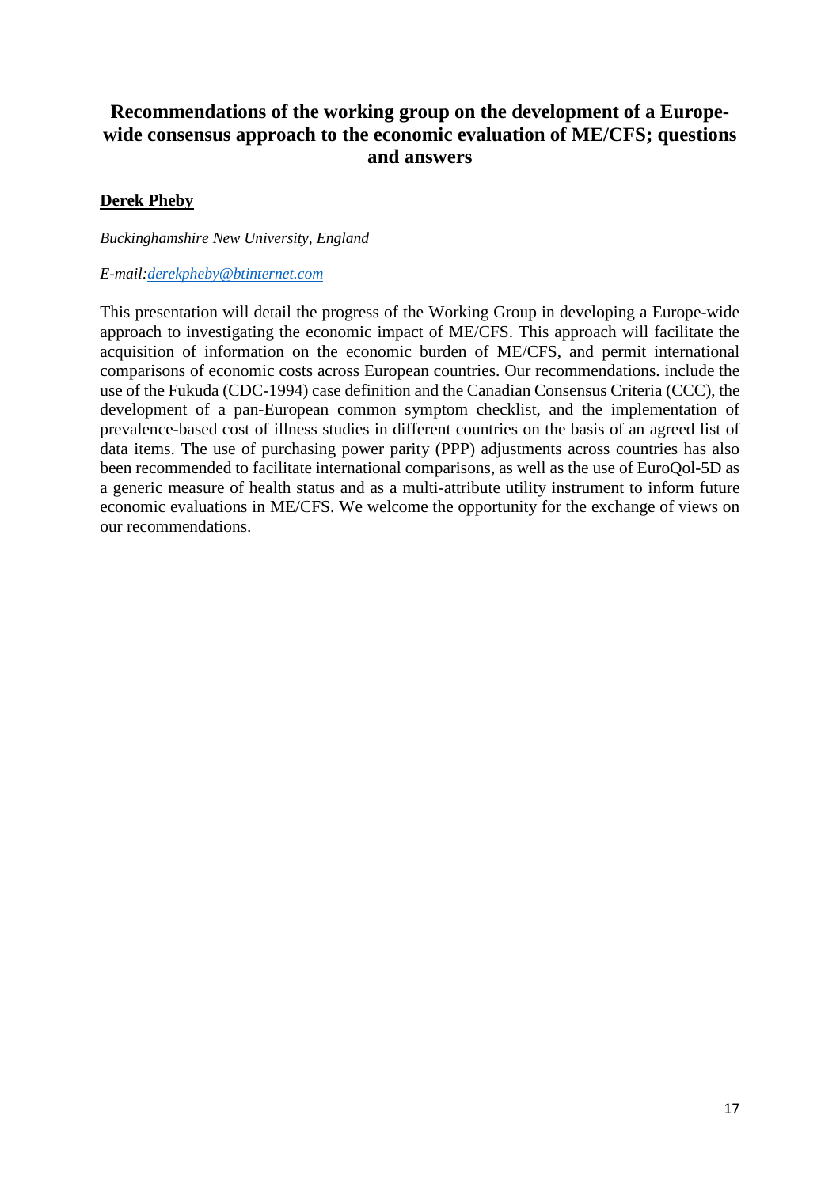## Recommendations of the working group on the development of a Europe-wide consensus approach to the economic evaluation of ME/CFS; questions and answers

**Derek Pheby**

*Buckinghamshire New University, England*

*E-mail:derekpheby@btinternet.com*

This presentation will detail the progress of the Working Group in developing a Europe-wide approach to investigating the economic impact of ME/CFS. This approach will facilitate the acquisition of information on the economic burden of ME/CFS, and permit international comparisons of economic costs across European countries. Our recommendations. include the use of the Fukuda (CDC-1994) case definition and the Canadian Consensus Criteria (CCC), the development of a pan-European common symptom checklist, and the implementation of prevalence-based cost of illness studies in different countries on the basis of an agreed list of data items. The use of purchasing power parity (PPP) adjustments across countries has also been recommended to facilitate international comparisons, as well as the use of EuroQol-5D as a generic measure of health status and as a multi-attribute utility instrument to inform future economic evaluations in ME/CFS. We welcome the opportunity for the exchange of views on our recommendations.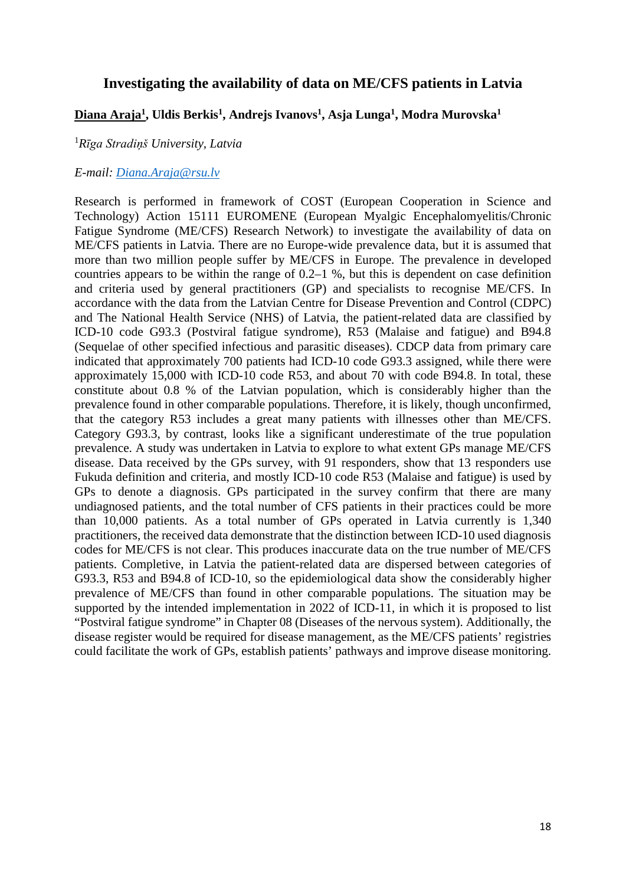# Investigating the availability of data on ME/CFS patients in Latvia

**Diana Araja[1], Uldis Berkis[1], Andrejs Ivanovs[1], Asja Lunga[1], Modra Murovska[1]**

[1]*Rīga Stradiņš University, Latvia*

*E-mail: Diana.Araja@rsu.lv*

Research is performed in framework of COST (European Cooperation in Science and Technology) Action 15111 EUROMENE (European Myalgic Encephalomyelitis/Chronic Fatigue Syndrome (ME/CFS) Research Network) to investigate the availability of data on ME/CFS patients in Latvia. There are no Europe-wide prevalence data, but it is assumed that more than two million people suffer by ME/CFS in Europe. The prevalence in developed countries appears to be within the range of 0.2–1 %, but this is dependent on case definition and criteria used by general practitioners (GP) and specialists to recognise ME/CFS. In accordance with the data from the Latvian Centre for Disease Prevention and Control (CDPC) and The National Health Service (NHS) of Latvia, the patient-related data are classified by ICD-10 code G93.3 (Postviral fatigue syndrome), R53 (Malaise and fatigue) and B94.8 (Sequelae of other specified infectious and parasitic diseases). CDCP data from primary care indicated that approximately 700 patients had ICD-10 code G93.3 assigned, while there were approximately 15,000 with ICD-10 code R53, and about 70 with code B94.8. In total, these constitute about 0.8 % of the Latvian population, which is considerably higher than the prevalence found in other comparable populations. Therefore, it is likely, though unconfirmed, that the category R53 includes a great many patients with illnesses other than ME/CFS. Category G93.3, by contrast, looks like a significant underestimate of the true population prevalence. A study was undertaken in Latvia to explore to what extent GPs manage ME/CFS disease. Data received by the GPs survey, with 91 responders, show that 13 responders use Fukuda definition and criteria, and mostly ICD-10 code R53 (Malaise and fatigue) is used by GPs to denote a diagnosis. GPs participated in the survey confirm that there are many undiagnosed patients, and the total number of CFS patients in their practices could be more than 10,000 patients. As a total number of GPs operated in Latvia currently is 1,340 practitioners, the received data demonstrate that the distinction between ICD-10 used diagnosis codes for ME/CFS is not clear. This produces inaccurate data on the true number of ME/CFS patients. Completive, in Latvia the patient-related data are dispersed between categories of G93.3, R53 and B94.8 of ICD-10, so the epidemiological data show the considerably higher prevalence of ME/CFS than found in other comparable populations. The situation may be supported by the intended implementation in 2022 of ICD-11, in which it is proposed to list "Postviral fatigue syndrome" in Chapter 08 (Diseases of the nervous system). Additionally, the disease register would be required for disease management, as the ME/CFS patients' registries could facilitate the work of GPs, establish patients' pathways and improve disease monitoring.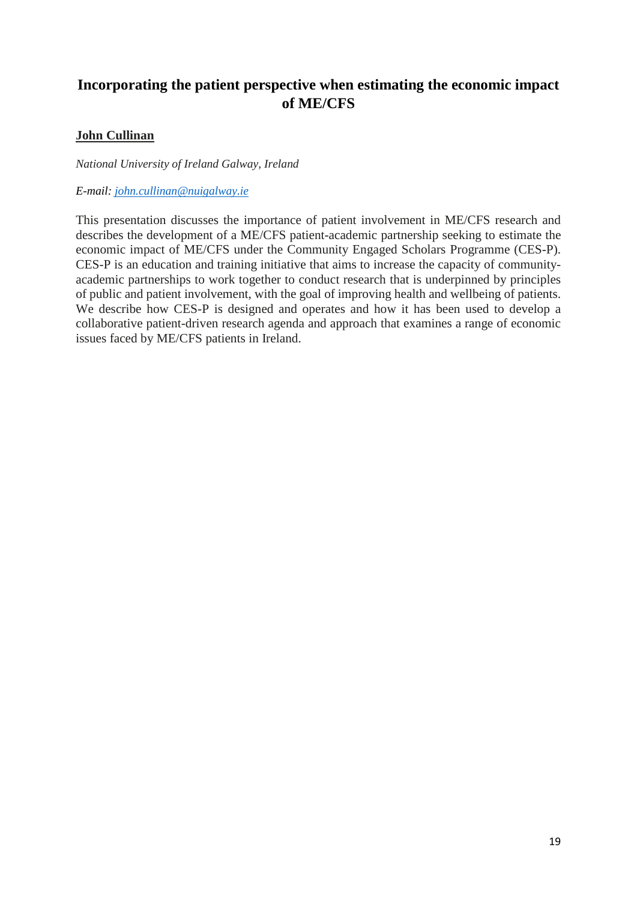## Incorporating the patient perspective when estimating the economic impact of ME/CFS

**John Cullinan**

*National University of Ireland Galway, Ireland*

*E-mail: john.cullinan@nuigalway.ie*

This presentation discusses the importance of patient involvement in ME/CFS research and describes the development of a ME/CFS patient-academic partnership seeking to estimate the economic impact of ME/CFS under the Community Engaged Scholars Programme (CES-P). CES-P is an education and training initiative that aims to increase the capacity of community-academic partnerships to work together to conduct research that is underpinned by principles of public and patient involvement, with the goal of improving health and wellbeing of patients. We describe how CES-P is designed and operates and how it has been used to develop a collaborative patient-driven research agenda and approach that examines a range of economic issues faced by ME/CFS patients in Ireland.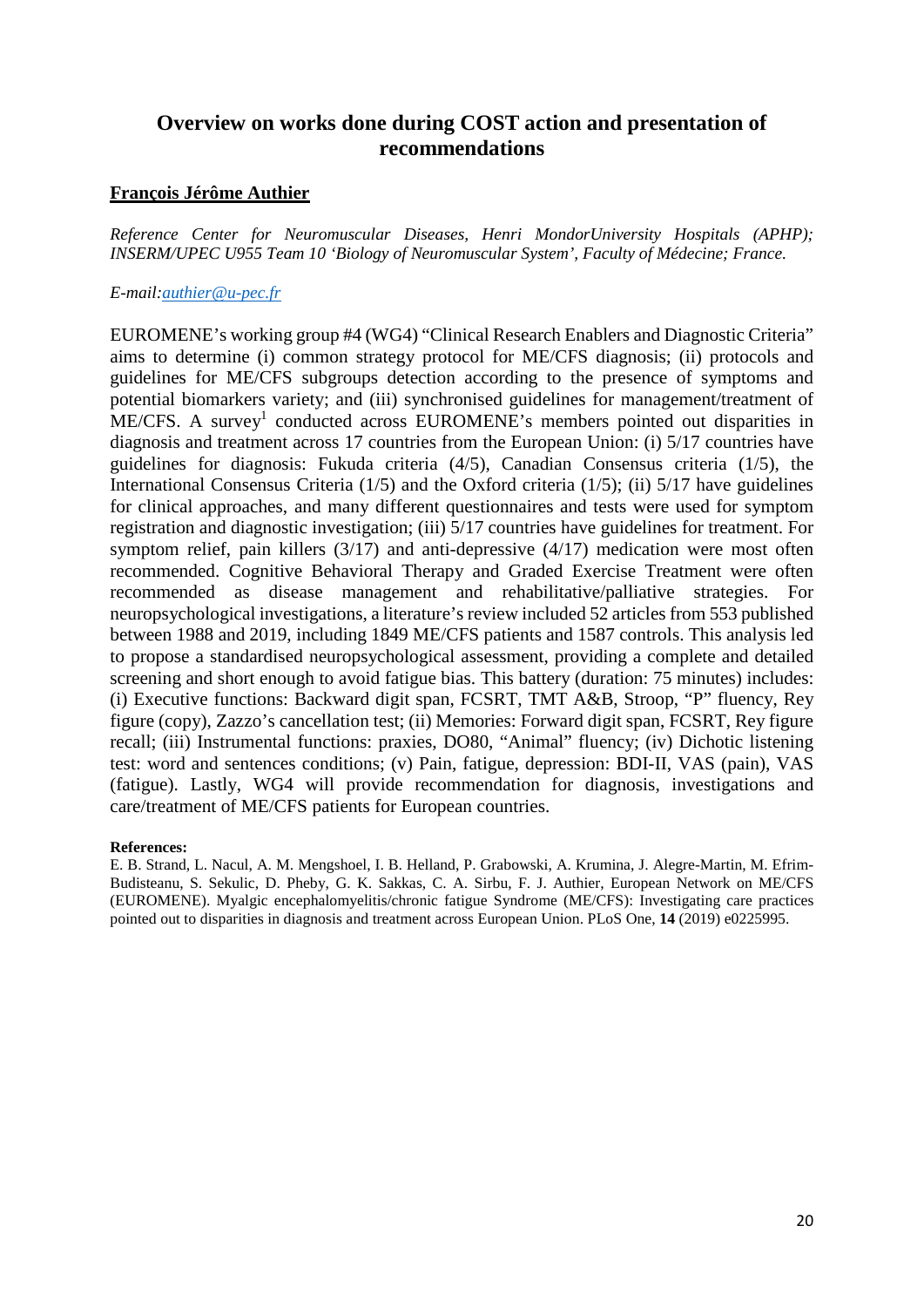## Overview on works done during COST action and presentation of recommendations

**François Jérôme Authier**

*Reference Center for Neuromuscular Diseases, Henri MondorUniversity Hospitals (APHP); INSERM/UPEC U955 Team 10 'Biology of Neuromuscular System', Faculty of Médecine; France.*

*E-mail:authier@u-pec.fr*

EUROMENE's working group #4 (WG4) "Clinical Research Enablers and Diagnostic Criteria" aims to determine (i) common strategy protocol for ME/CFS diagnosis; (ii) protocols and guidelines for ME/CFS subgroups detection according to the presence of symptoms and potential biomarkers variety; and (iii) synchronised guidelines for management/treatment of ME/CFS. A survey[1] conducted across EUROMENE's members pointed out disparities in diagnosis and treatment across 17 countries from the European Union: (i) 5/17 countries have guidelines for diagnosis: Fukuda criteria (4/5), Canadian Consensus criteria (1/5), the International Consensus Criteria (1/5) and the Oxford criteria (1/5); (ii) 5/17 have guidelines for clinical approaches, and many different questionnaires and tests were used for symptom registration and diagnostic investigation; (iii) 5/17 countries have guidelines for treatment. For symptom relief, pain killers (3/17) and anti-depressive (4/17) medication were most often recommended. Cognitive Behavioral Therapy and Graded Exercise Treatment were often recommended as disease management and rehabilitative/palliative strategies. For neuropsychological investigations, a literature's review included 52 articles from 553 published between 1988 and 2019, including 1849 ME/CFS patients and 1587 controls. This analysis led to propose a standardised neuropsychological assessment, providing a complete and detailed screening and short enough to avoid fatigue bias. This battery (duration: 75 minutes) includes: (i) Executive functions: Backward digit span, FCSRT, TMT A&B, Stroop, "P" fluency, Rey figure (copy), Zazzo's cancellation test; (ii) Memories: Forward digit span, FCSRT, Rey figure recall; (iii) Instrumental functions: praxies, DO80, "Animal" fluency; (iv) Dichotic listening test: word and sentences conditions; (v) Pain, fatigue, depression: BDI-II, VAS (pain), VAS (fatigue). Lastly, WG4 will provide recommendation for diagnosis, investigations and care/treatment of ME/CFS patients for European countries.

**References:**

E. B. Strand, L. Nacul, A. M. Mengshoel, I. B. Helland, P. Grabowski, A. Krumina, J. Alegre-Martin, M. Efrim-Budisteanu, S. Sekulic, D. Pheby, G. K. Sakkas, C. A. Sirbu, F. J. Authier, European Network on ME/CFS (EUROMENE). Myalgic encephalomyelitis/chronic fatigue Syndrome (ME/CFS): Investigating care practices pointed out to disparities in diagnosis and treatment across European Union. PLoS One, **14** (2019) e0225995.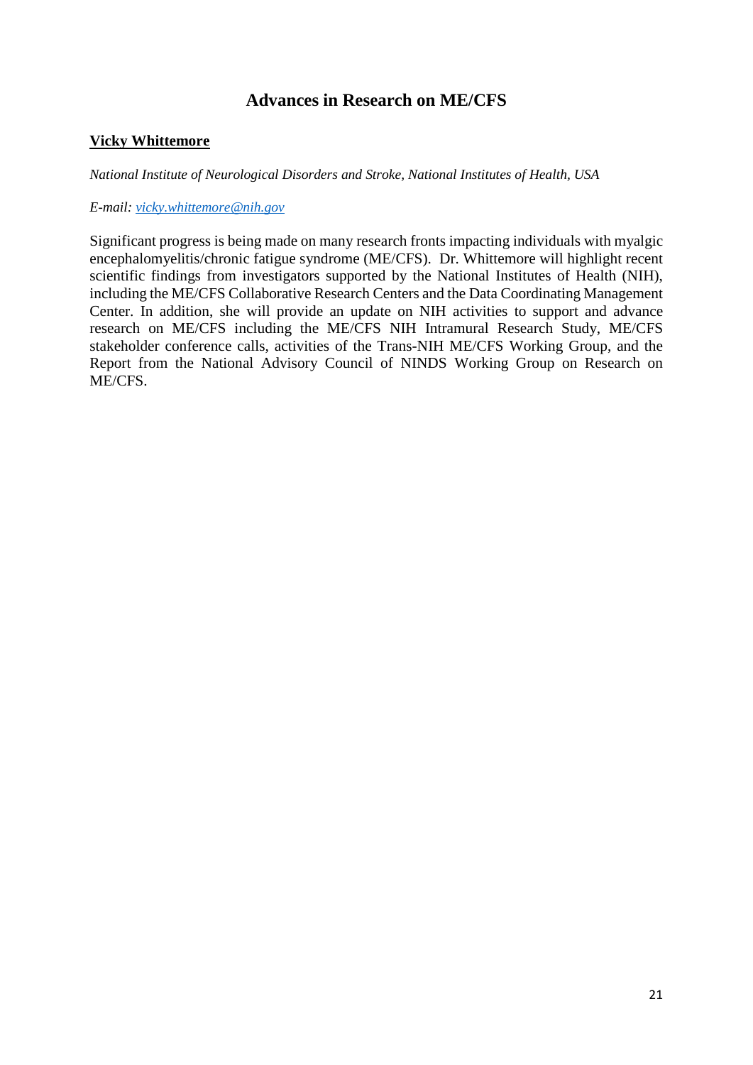## Advances in Research on ME/CFS

**Vicky Whittemore**

*National Institute of Neurological Disorders and Stroke, National Institutes of Health, USA*

*E-mail:* vicky.whittemore@nih.gov

Significant progress is being made on many research fronts impacting individuals with myalgic encephalomyelitis/chronic fatigue syndrome (ME/CFS). Dr. Whittemore will highlight recent scientific findings from investigators supported by the National Institutes of Health (NIH), including the ME/CFS Collaborative Research Centers and the Data Coordinating Management Center. In addition, she will provide an update on NIH activities to support and advance research on ME/CFS including the ME/CFS NIH Intramural Research Study, ME/CFS stakeholder conference calls, activities of the Trans-NIH ME/CFS Working Group, and the Report from the National Advisory Council of NINDS Working Group on Research on ME/CFS.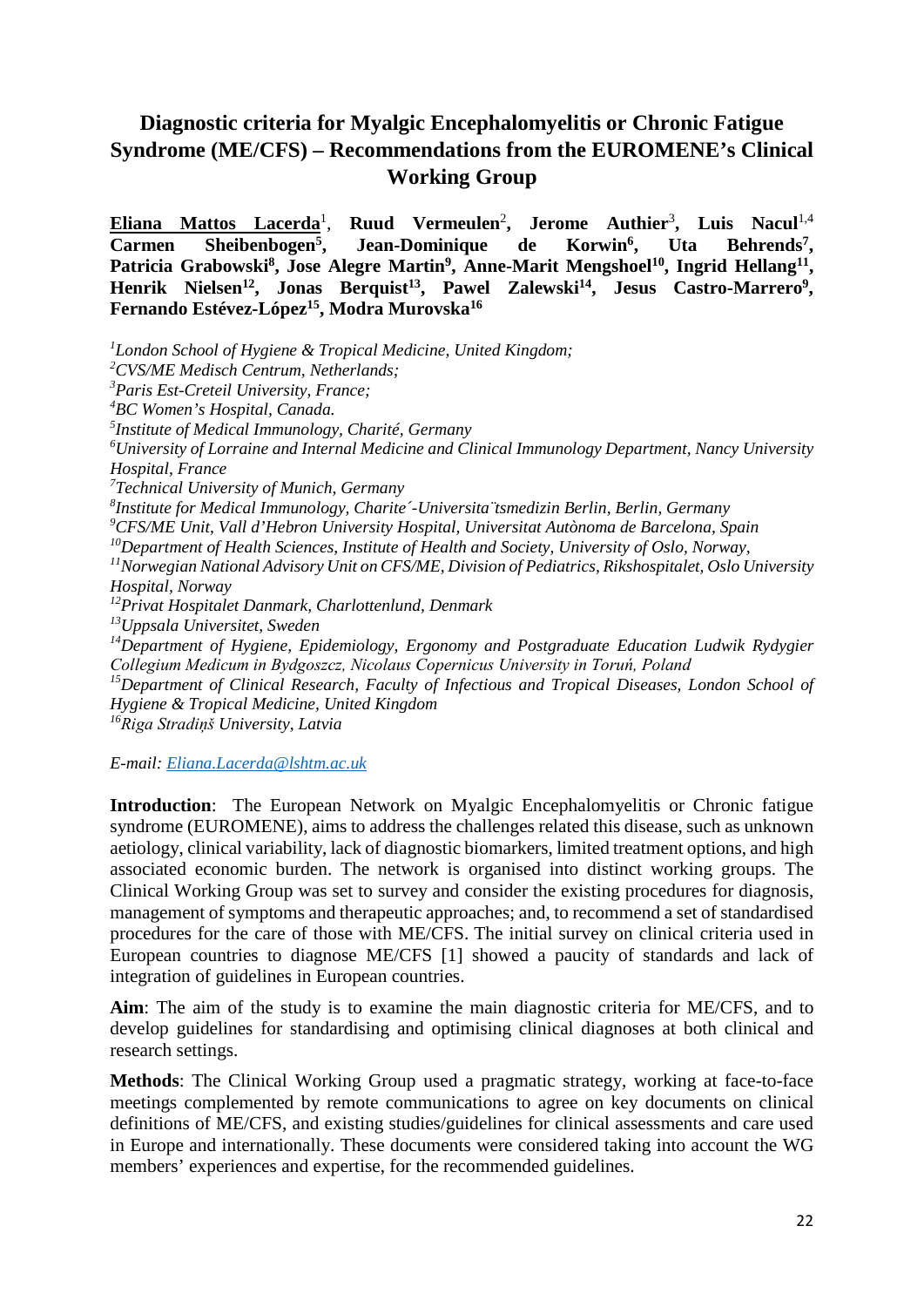# Diagnostic criteria for Myalgic Encephalomyelitis or Chronic Fatigue Syndrome (ME/CFS) – Recommendations from the EUROMENE's Clinical Working Group

**Eliana Mattos Lacerda**[1], **Ruud Vermeulen**[2], **Jerome Authier**[3], **Luis Nacul**[1,4] **Carmen Sheibenbogen**[5], **Jean-Dominique de Korwin**[6], **Uta Behrends**[7], **Patricia Grabowski**[8], **Jose Alegre Martin**[9], **Anne-Marit Mengshoel**[10], **Ingrid Hellang**[11], **Henrik Nielsen**[12], **Jonas Berquist**[13], **Pawel Zalewski**[14], **Jesus Castro-Marrero**[9], **Fernando Estévez-López**[15], **Modra Murovska**[16]

[1]*London School of Hygiene & Tropical Medicine, United Kingdom;*
[2]*CVS/ME Medisch Centrum, Netherlands;*
[3]*Paris Est-Creteil University, France;*
[4]*BC Women's Hospital, Canada.*
[5]*Institute of Medical Immunology, Charité, Germany*
[6]*University of Lorraine and Internal Medicine and Clinical Immunology Department, Nancy University Hospital, France*
[7]*Technical University of Munich, Germany*
[8]*Institute for Medical Immunology, Charite´-Universita¨tsmedizin Berlin, Berlin, Germany*
[9]*CFS/ME Unit, Vall d'Hebron University Hospital, Universitat Autònoma de Barcelona, Spain*
[10]*Department of Health Sciences, Institute of Health and Society, University of Oslo, Norway,*
[11]*Norwegian National Advisory Unit on CFS/ME, Division of Pediatrics, Rikshospitalet, Oslo University Hospital, Norway*
[12]*Privat Hospitalet Danmark, Charlottenlund, Denmark*
[13]*Uppsala Universitet, Sweden*
[14]*Department of Hygiene, Epidemiology, Ergonomy and Postgraduate Education Ludwik Rydygier Collegium Medicum in Bydgoszcz, Nicolaus Copernicus University in Toruń, Poland*
[15]*Department of Clinical Research, Faculty of Infectious and Tropical Diseases, London School of Hygiene & Tropical Medicine, United Kingdom*
[16]*Riga Stradiņš University, Latvia*

*E-mail: Eliana.Lacerda@lshtm.ac.uk*

**Introduction**: The European Network on Myalgic Encephalomyelitis or Chronic fatigue syndrome (EUROMENE), aims to address the challenges related this disease, such as unknown aetiology, clinical variability, lack of diagnostic biomarkers, limited treatment options, and high associated economic burden. The network is organised into distinct working groups. The Clinical Working Group was set to survey and consider the existing procedures for diagnosis, management of symptoms and therapeutic approaches; and, to recommend a set of standardised procedures for the care of those with ME/CFS. The initial survey on clinical criteria used in European countries to diagnose ME/CFS [1] showed a paucity of standards and lack of integration of guidelines in European countries.

**Aim**: The aim of the study is to examine the main diagnostic criteria for ME/CFS, and to develop guidelines for standardising and optimising clinical diagnoses at both clinical and research settings.

**Methods**: The Clinical Working Group used a pragmatic strategy, working at face-to-face meetings complemented by remote communications to agree on key documents on clinical definitions of ME/CFS, and existing studies/guidelines for clinical assessments and care used in Europe and internationally. These documents were considered taking into account the WG members' experiences and expertise, for the recommended guidelines.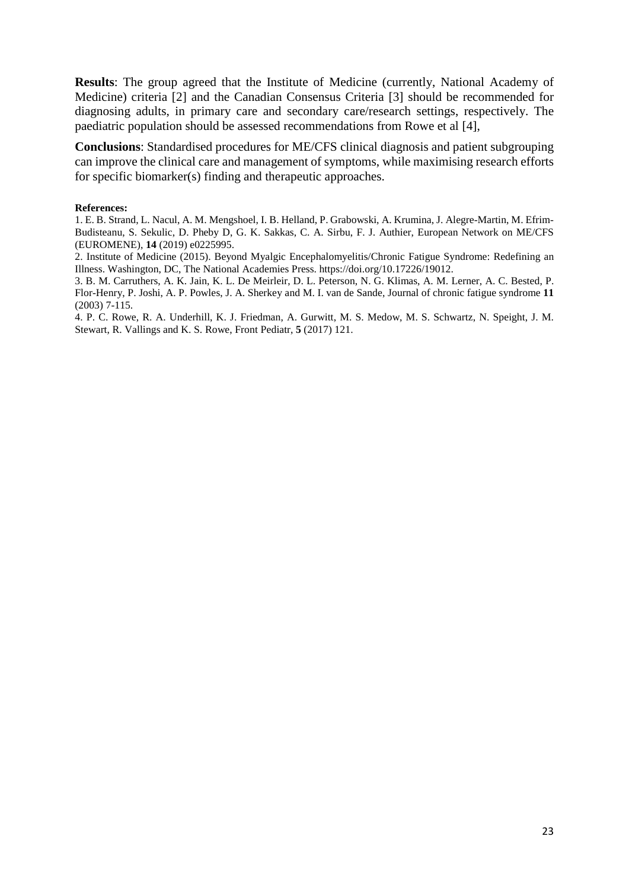**Results**: The group agreed that the Institute of Medicine (currently, National Academy of Medicine) criteria [2] and the Canadian Consensus Criteria [3] should be recommended for diagnosing adults, in primary care and secondary care/research settings, respectively. The paediatric population should be assessed recommendations from Rowe et al [4],

**Conclusions**: Standardised procedures for ME/CFS clinical diagnosis and patient subgrouping can improve the clinical care and management of symptoms, while maximising research efforts for specific biomarker(s) finding and therapeutic approaches.

**References:**

1. E. B. Strand, L. Nacul, A. M. Mengshoel, I. B. Helland, P. Grabowski, A. Krumina, J. Alegre-Martin, M. Efrim-Budisteanu, S. Sekulic, D. Pheby D, G. K. Sakkas, C. A. Sirbu, F. J. Authier, European Network on ME/CFS (EUROMENE), **14** (2019) e0225995.
2. Institute of Medicine (2015). Beyond Myalgic Encephalomyelitis/Chronic Fatigue Syndrome: Redefining an Illness. Washington, DC, The National Academies Press. https://doi.org/10.17226/19012.
3. B. M. Carruthers, A. K. Jain, K. L. De Meirleir, D. L. Peterson, N. G. Klimas, A. M. Lerner, A. C. Bested, P. Flor-Henry, P. Joshi, A. P. Powles, J. A. Sherkey and M. I. van de Sande, Journal of chronic fatigue syndrome **11** (2003) 7-115.
4. P. C. Rowe, R. A. Underhill, K. J. Friedman, A. Gurwitt, M. S. Medow, M. S. Schwartz, N. Speight, J. M. Stewart, R. Vallings and K. S. Rowe, Front Pediatr, **5** (2017) 121.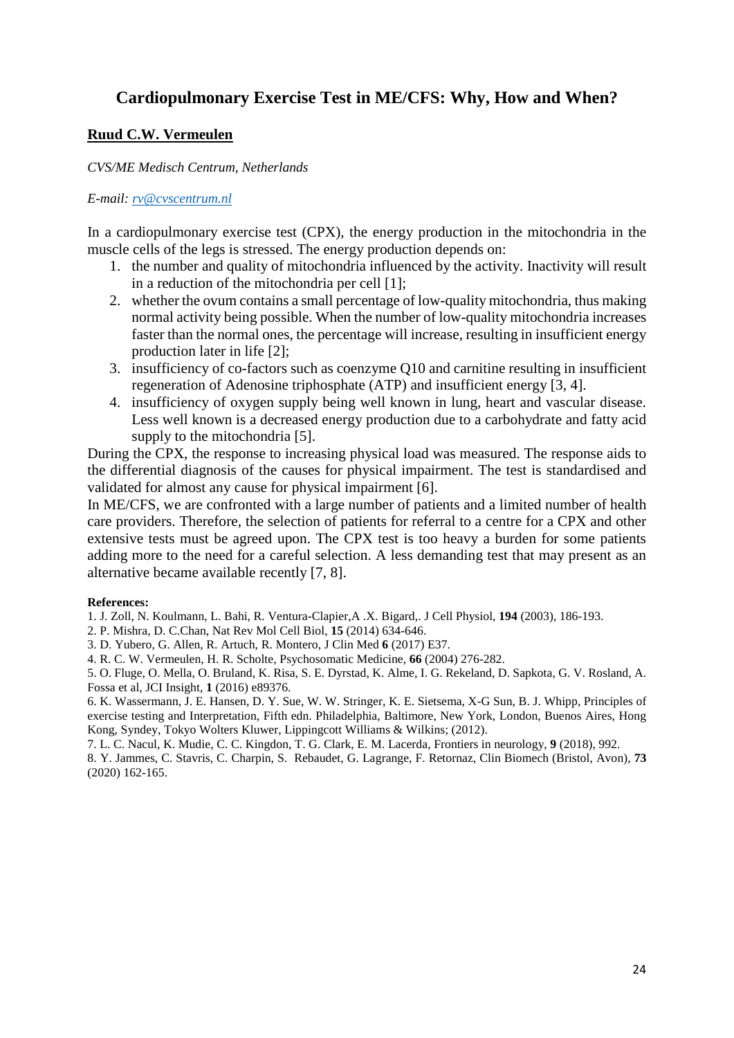## Cardiopulmonary Exercise Test in ME/CFS: Why, How and When?

**<u>Ruud C.W. Vermeulen</u>**

*CVS/ME Medisch Centrum, Netherlands*

*E-mail: rv@cvscentrum.nl*

In a cardiopulmonary exercise test (CPX), the energy production in the mitochondria in the muscle cells of the legs is stressed. The energy production depends on:

1. the number and quality of mitochondria influenced by the activity. Inactivity will result in a reduction of the mitochondria per cell [1];
2. whether the ovum contains a small percentage of low-quality mitochondria, thus making normal activity being possible. When the number of low-quality mitochondria increases faster than the normal ones, the percentage will increase, resulting in insufficient energy production later in life [2];
3. insufficiency of co-factors such as coenzyme Q10 and carnitine resulting in insufficient regeneration of Adenosine triphosphate (ATP) and insufficient energy [3, 4].
4. insufficiency of oxygen supply being well known in lung, heart and vascular disease. Less well known is a decreased energy production due to a carbohydrate and fatty acid supply to the mitochondria [5].

During the CPX, the response to increasing physical load was measured. The response aids to the differential diagnosis of the causes for physical impairment. The test is standardised and validated for almost any cause for physical impairment [6].

In ME/CFS, we are confronted with a large number of patients and a limited number of health care providers. Therefore, the selection of patients for referral to a centre for a CPX and other extensive tests must be agreed upon. The CPX test is too heavy a burden for some patients adding more to the need for a careful selection. A less demanding test that may present as an alternative became available recently [7, 8].

**References:**

1. J. Zoll, N. Koulmann, L. Bahi, R. Ventura-Clapier,A .X. Bigard,. J Cell Physiol, **194** (2003), 186-193.
2. P. Mishra, D. C.Chan, Nat Rev Mol Cell Biol, **15** (2014) 634-646.
3. D. Yubero, G. Allen, R. Artuch, R. Montero, J Clin Med **6** (2017) E37.
4. R. C. W. Vermeulen, H. R. Scholte, Psychosomatic Medicine, **66** (2004) 276-282.
5. O. Fluge, O. Mella, O. Bruland, K. Risa, S. E. Dyrstad, K. Alme, I. G. Rekeland, D. Sapkota, G. V. Rosland, A. Fossa et al, JCI Insight, **1** (2016) e89376.
6. K. Wassermann, J. E. Hansen, D. Y. Sue, W. W. Stringer, K. E. Sietsema, X-G Sun, B. J. Whipp, Principles of exercise testing and Interpretation, Fifth edn. Philadelphia, Baltimore, New York, London, Buenos Aires, Hong Kong, Syndey, Tokyo Wolters Kluwer, Lippingcott Williams & Wilkins; (2012).
7. L. C. Nacul, K. Mudie, C. C. Kingdon, T. G. Clark, E. M. Lacerda, Frontiers in neurology, **9** (2018), 992.
8. Y. Jammes, C. Stavris, C. Charpin, S. Rebaudet, G. Lagrange, F. Retornaz, Clin Biomech (Bristol, Avon), **73** (2020) 162-165.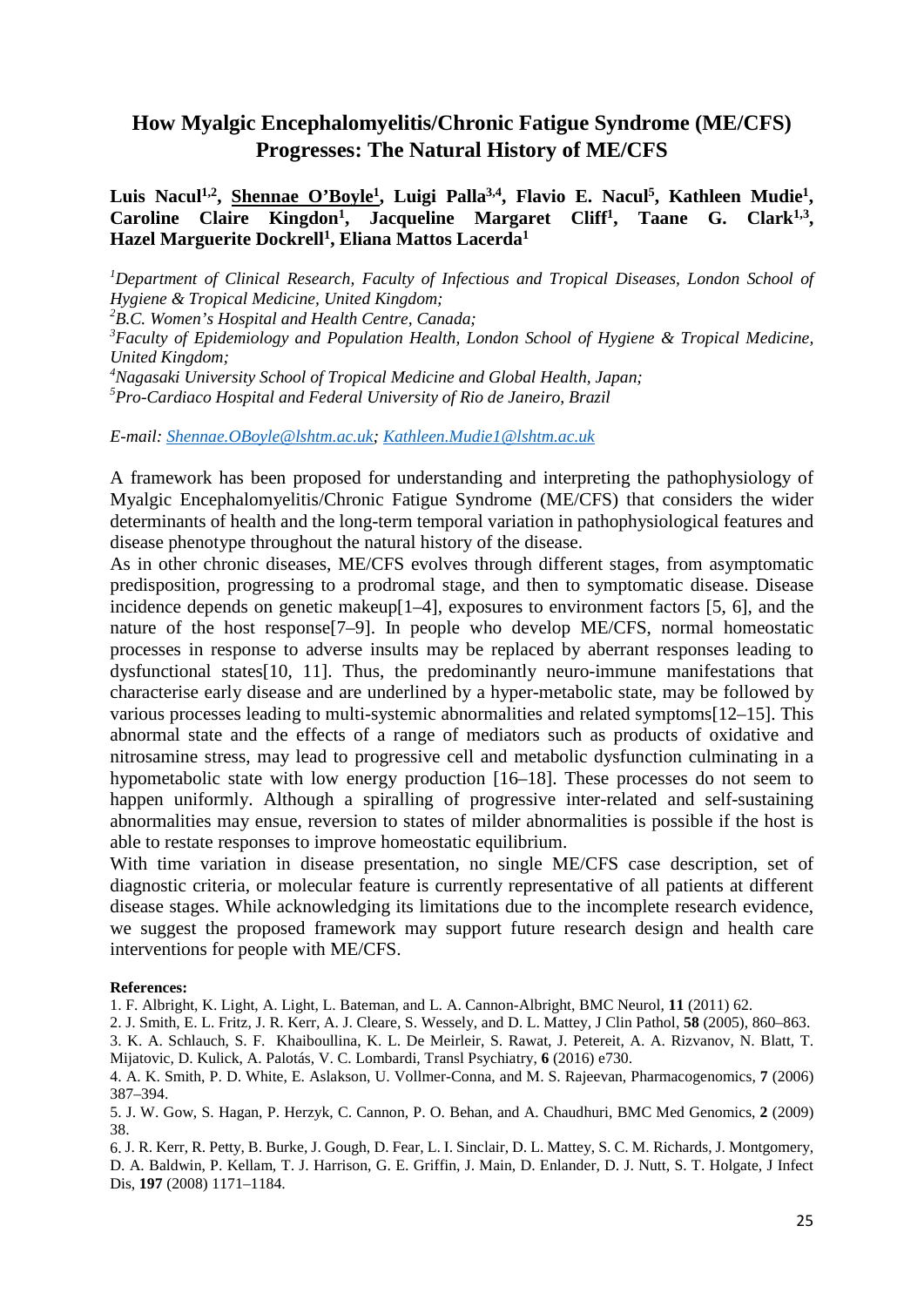# How Myalgic Encephalomyelitis/Chronic Fatigue Syndrome (ME/CFS) Progresses: The Natural History of ME/CFS

**Luis Nacul[1,2], Shennae O'Boyle[1], Luigi Palla[3,4], Flavio E. Nacul[5], Kathleen Mudie[1], Caroline Claire Kingdon[1], Jacqueline Margaret Cliff[1], Taane G. Clark[1,3], Hazel Marguerite Dockrell[1], Eliana Mattos Lacerda[1]**

*[1]Department of Clinical Research, Faculty of Infectious and Tropical Diseases, London School of Hygiene & Tropical Medicine, United Kingdom;*
*[2]B.C. Women's Hospital and Health Centre, Canada;*
*[3]Faculty of Epidemiology and Population Health, London School of Hygiene & Tropical Medicine, United Kingdom;*
*[4]Nagasaki University School of Tropical Medicine and Global Health, Japan;*
*[5]Pro-Cardiaco Hospital and Federal University of Rio de Janeiro, Brazil*

*E-mail: Shennae.OBoyle@lshtm.ac.uk; Kathleen.Mudie1@lshtm.ac.uk*

A framework has been proposed for understanding and interpreting the pathophysiology of Myalgic Encephalomyelitis/Chronic Fatigue Syndrome (ME/CFS) that considers the wider determinants of health and the long-term temporal variation in pathophysiological features and disease phenotype throughout the natural history of the disease.

As in other chronic diseases, ME/CFS evolves through different stages, from asymptomatic predisposition, progressing to a prodromal stage, and then to symptomatic disease. Disease incidence depends on genetic makeup[1–4], exposures to environment factors [5, 6], and the nature of the host response[7–9]. In people who develop ME/CFS, normal homeostatic processes in response to adverse insults may be replaced by aberrant responses leading to dysfunctional states[10, 11]. Thus, the predominantly neuro-immune manifestations that characterise early disease and are underlined by a hyper-metabolic state, may be followed by various processes leading to multi-systemic abnormalities and related symptoms[12–15]. This abnormal state and the effects of a range of mediators such as products of oxidative and nitrosamine stress, may lead to progressive cell and metabolic dysfunction culminating in a hypometabolic state with low energy production [16–18]. These processes do not seem to happen uniformly. Although a spiralling of progressive inter-related and self-sustaining abnormalities may ensue, reversion to states of milder abnormalities is possible if the host is able to restate responses to improve homeostatic equilibrium.

With time variation in disease presentation, no single ME/CFS case description, set of diagnostic criteria, or molecular feature is currently representative of all patients at different disease stages. While acknowledging its limitations due to the incomplete research evidence, we suggest the proposed framework may support future research design and health care interventions for people with ME/CFS.

**References:**

1. F. Albright, K. Light, A. Light, L. Bateman, and L. A. Cannon-Albright, BMC Neurol, **11** (2011) 62.
2. J. Smith, E. L. Fritz, J. R. Kerr, A. J. Cleare, S. Wessely, and D. L. Mattey, J Clin Pathol, **58** (2005), 860–863.
3. K. A. Schlauch, S. F. Khaiboullina, K. L. De Meirleir, S. Rawat, J. Petereit, A. A. Rizvanov, N. Blatt, T. Mijatovic, D. Kulick, A. Palotás, V. C. Lombardi, Transl Psychiatry, **6** (2016) e730.
4. A. K. Smith, P. D. White, E. Aslakson, U. Vollmer-Conna, and M. S. Rajeevan, Pharmacogenomics, **7** (2006) 387–394.
5. J. W. Gow, S. Hagan, P. Herzyk, C. Cannon, P. O. Behan, and A. Chaudhuri, BMC Med Genomics, **2** (2009) 38.
6. J. R. Kerr, R. Petty, B. Burke, J. Gough, D. Fear, L. I. Sinclair, D. L. Mattey, S. C. M. Richards, J. Montgomery, D. A. Baldwin, P. Kellam, T. J. Harrison, G. E. Griffin, J. Main, D. Enlander, D. J. Nutt, S. T. Holgate, J Infect Dis, **197** (2008) 1171–1184.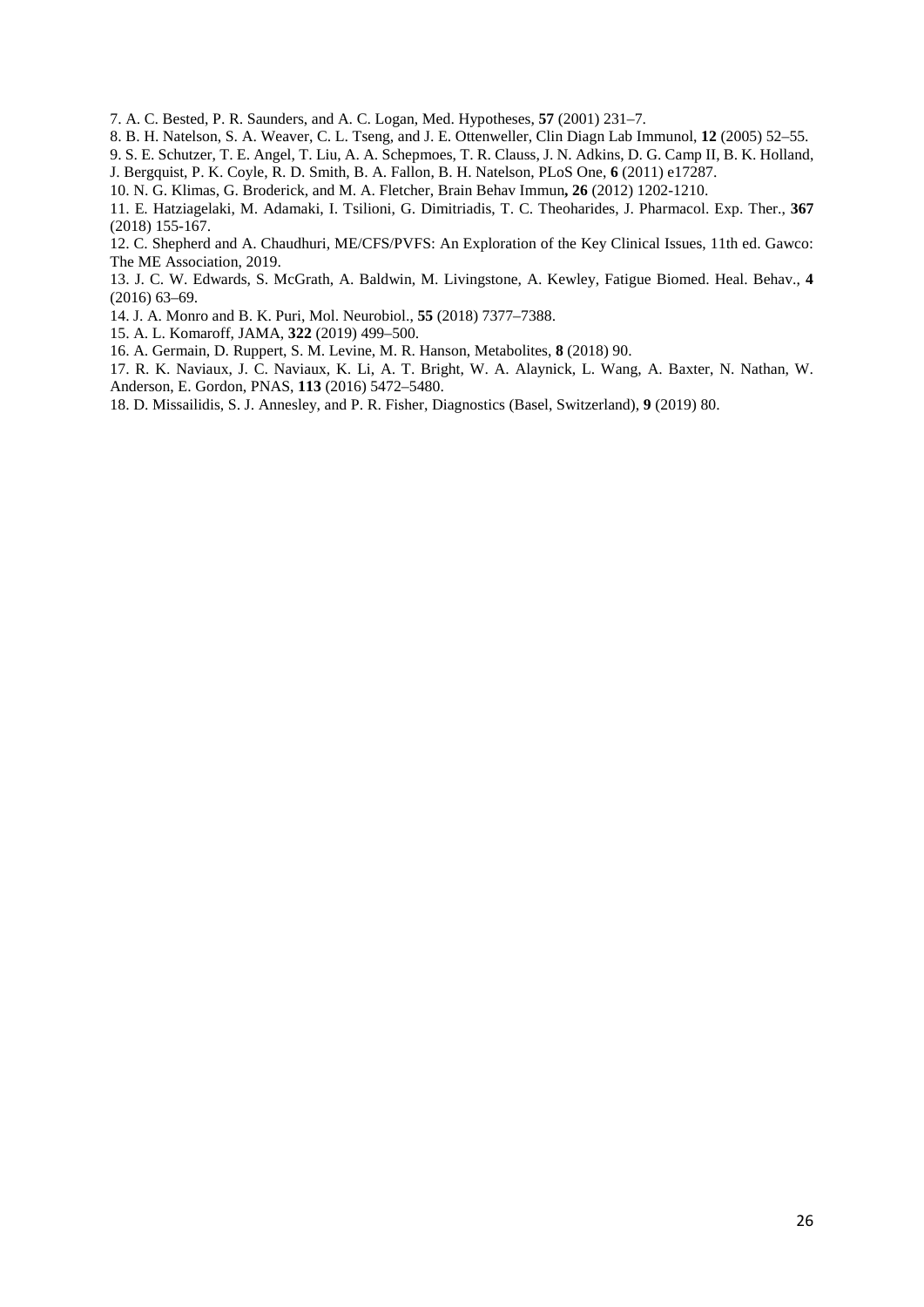7. A. C. Bested, P. R. Saunders, and A. C. Logan, Med. Hypotheses, **57** (2001) 231–7.

8. B. H. Natelson, S. A. Weaver, C. L. Tseng, and J. E. Ottenweller, Clin Diagn Lab Immunol, **12** (2005) 52–55.

9. S. E. Schutzer, T. E. Angel, T. Liu, A. A. Schepmoes, T. R. Clauss, J. N. Adkins, D. G. Camp II, B. K. Holland, J. Bergquist, P. K. Coyle, R. D. Smith, B. A. Fallon, B. H. Natelson, PLoS One, **6** (2011) e17287.

10. N. G. Klimas, G. Broderick, and M. A. Fletcher, Brain Behav Immun**, 26** (2012) 1202-1210.

11. E. Hatziagelaki, M. Adamaki, I. Tsilioni, G. Dimitriadis, T. C. Theoharides, J. Pharmacol. Exp. Ther., **367** (2018) 155-167.

12. C. Shepherd and A. Chaudhuri, ME/CFS/PVFS: An Exploration of the Key Clinical Issues, 11th ed. Gawco: The ME Association, 2019.

13. J. C. W. Edwards, S. McGrath, A. Baldwin, M. Livingstone, A. Kewley, Fatigue Biomed. Heal. Behav., **4** (2016) 63–69.

14. J. A. Monro and B. K. Puri, Mol. Neurobiol., **55** (2018) 7377–7388.

15. A. L. Komaroff, JAMA, **322** (2019) 499–500.

16. A. Germain, D. Ruppert, S. M. Levine, M. R. Hanson, Metabolites, **8** (2018) 90.

17. R. K. Naviaux, J. C. Naviaux, K. Li, A. T. Bright, W. A. Alaynick, L. Wang, A. Baxter, N. Nathan, W. Anderson, E. Gordon, PNAS, **113** (2016) 5472–5480.

18. D. Missailidis, S. J. Annesley, and P. R. Fisher, Diagnostics (Basel, Switzerland), **9** (2019) 80.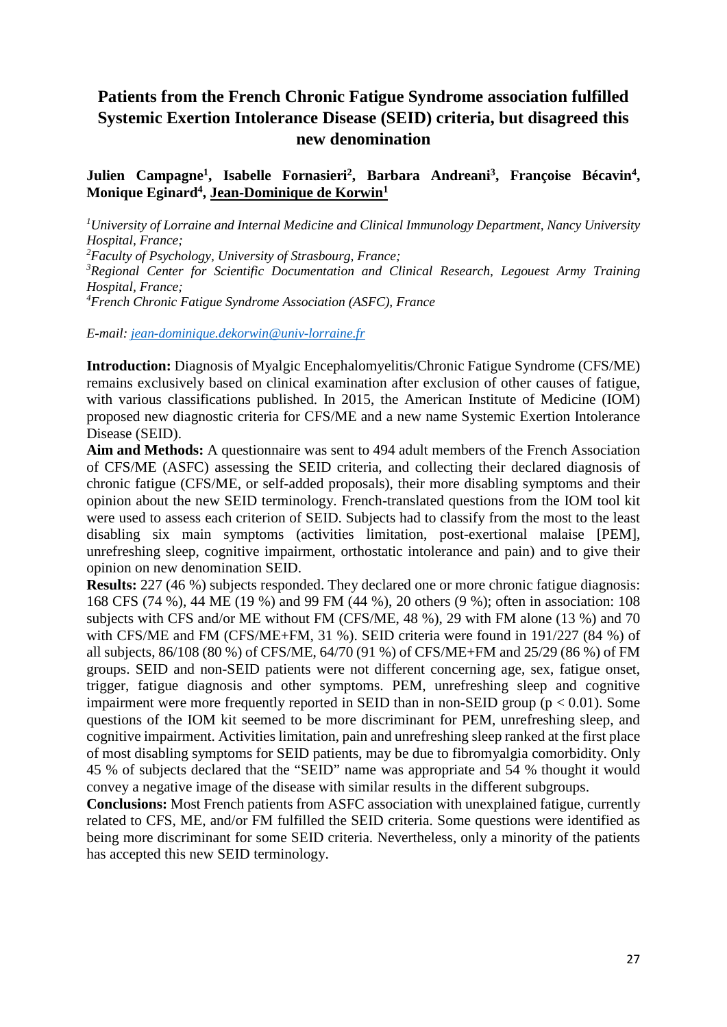# Patients from the French Chronic Fatigue Syndrome association fulfilled Systemic Exertion Intolerance Disease (SEID) criteria, but disagreed this new denomination

**Julien Campagne[1], Isabelle Fornasieri[2], Barbara Andreani[3], Françoise Bécavin[4], Monique Eginard[4], Jean-Dominique de Korwin[1]**

*[1]University of Lorraine and Internal Medicine and Clinical Immunology Department, Nancy University Hospital, France;*
*[2]Faculty of Psychology, University of Strasbourg, France;*
*[3]Regional Center for Scientific Documentation and Clinical Research, Legouest Army Training Hospital, France;*
*[4]French Chronic Fatigue Syndrome Association (ASFC), France*

*E-mail: jean-dominique.dekorwin@univ-lorraine.fr*

**Introduction:** Diagnosis of Myalgic Encephalomyelitis/Chronic Fatigue Syndrome (CFS/ME) remains exclusively based on clinical examination after exclusion of other causes of fatigue, with various classifications published. In 2015, the American Institute of Medicine (IOM) proposed new diagnostic criteria for CFS/ME and a new name Systemic Exertion Intolerance Disease (SEID).

**Aim and Methods:** A questionnaire was sent to 494 adult members of the French Association of CFS/ME (ASFC) assessing the SEID criteria, and collecting their declared diagnosis of chronic fatigue (CFS/ME, or self-added proposals), their more disabling symptoms and their opinion about the new SEID terminology. French-translated questions from the IOM tool kit were used to assess each criterion of SEID. Subjects had to classify from the most to the least disabling six main symptoms (activities limitation, post-exertional malaise [PEM], unrefreshing sleep, cognitive impairment, orthostatic intolerance and pain) and to give their opinion on new denomination SEID.

**Results:** 227 (46 %) subjects responded. They declared one or more chronic fatigue diagnosis: 168 CFS (74 %), 44 ME (19 %) and 99 FM (44 %), 20 others (9 %); often in association: 108 subjects with CFS and/or ME without FM (CFS/ME, 48 %), 29 with FM alone (13 %) and 70 with CFS/ME and FM (CFS/ME+FM, 31 %). SEID criteria were found in 191/227 (84 %) of all subjects, 86/108 (80 %) of CFS/ME, 64/70 (91 %) of CFS/ME+FM and 25/29 (86 %) of FM groups. SEID and non-SEID patients were not different concerning age, sex, fatigue onset, trigger, fatigue diagnosis and other symptoms. PEM, unrefreshing sleep and cognitive impairment were more frequently reported in SEID than in non-SEID group ($p < 0.01$). Some questions of the IOM kit seemed to be more discriminant for PEM, unrefreshing sleep, and cognitive impairment. Activities limitation, pain and unrefreshing sleep ranked at the first place of most disabling symptoms for SEID patients, may be due to fibromyalgia comorbidity. Only 45 % of subjects declared that the "SEID" name was appropriate and 54 % thought it would convey a negative image of the disease with similar results in the different subgroups.

**Conclusions:** Most French patients from ASFC association with unexplained fatigue, currently related to CFS, ME, and/or FM fulfilled the SEID criteria. Some questions were identified as being more discriminant for some SEID criteria. Nevertheless, only a minority of the patients has accepted this new SEID terminology.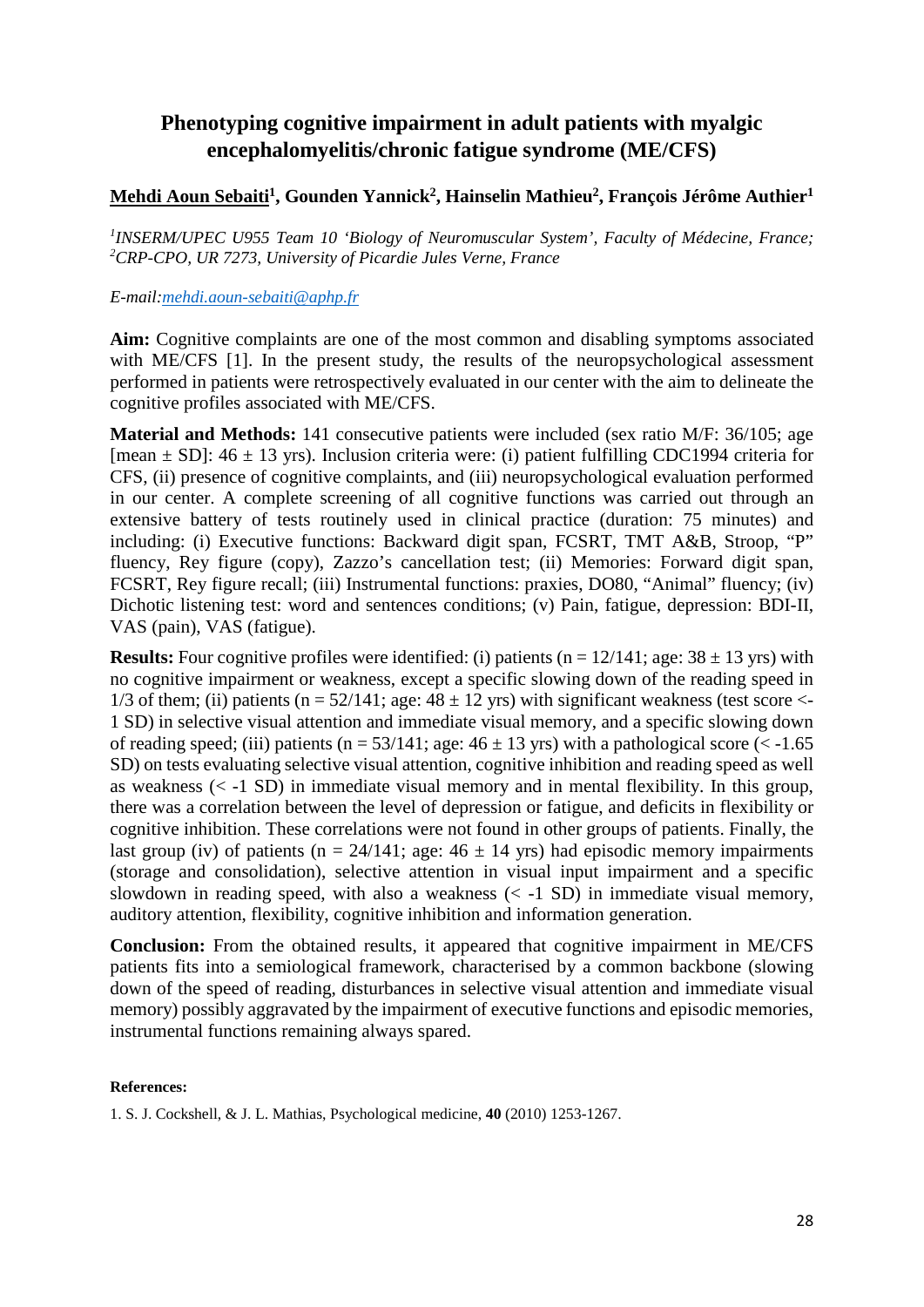# Phenotyping cognitive impairment in adult patients with myalgic encephalomyelitis/chronic fatigue syndrome (ME/CFS)

**<u>Mehdi Aoun Sebaiti</u>[1], Gounden Yannick[2], Hainselin Mathieu[2], François Jérôme Authier[1]**

*[1]INSERM/UPEC U955 Team 10 'Biology of Neuromuscular System', Faculty of Médecine, France; [2]CRP-CPO, UR 7273, University of Picardie Jules Verne, France*

*E-mail:mehdi.aoun-sebaiti@aphp.fr*

**Aim:** Cognitive complaints are one of the most common and disabling symptoms associated with ME/CFS [1]. In the present study, the results of the neuropsychological assessment performed in patients were retrospectively evaluated in our center with the aim to delineate the cognitive profiles associated with ME/CFS.

**Material and Methods:** 141 consecutive patients were included (sex ratio M/F: 36/105; age [mean ± SD]: 46 ± 13 yrs). Inclusion criteria were: (i) patient fulfilling CDC1994 criteria for CFS, (ii) presence of cognitive complaints, and (iii) neuropsychological evaluation performed in our center. A complete screening of all cognitive functions was carried out through an extensive battery of tests routinely used in clinical practice (duration: 75 minutes) and including: (i) Executive functions: Backward digit span, FCSRT, TMT A&B, Stroop, "P" fluency, Rey figure (copy), Zazzo's cancellation test; (ii) Memories: Forward digit span, FCSRT, Rey figure recall; (iii) Instrumental functions: praxies, DO80, "Animal" fluency; (iv) Dichotic listening test: word and sentences conditions; (v) Pain, fatigue, depression: BDI-II, VAS (pain), VAS (fatigue).

**Results:** Four cognitive profiles were identified: (i) patients (n = 12/141; age: 38 ± 13 yrs) with no cognitive impairment or weakness, except a specific slowing down of the reading speed in 1/3 of them; (ii) patients (n = 52/141; age: 48 ± 12 yrs) with significant weakness (test score <-1 SD) in selective visual attention and immediate visual memory, and a specific slowing down of reading speed; (iii) patients (n = 53/141; age: 46 ± 13 yrs) with a pathological score (< -1.65 SD) on tests evaluating selective visual attention, cognitive inhibition and reading speed as well as weakness (< -1 SD) in immediate visual memory and in mental flexibility. In this group, there was a correlation between the level of depression or fatigue, and deficits in flexibility or cognitive inhibition. These correlations were not found in other groups of patients. Finally, the last group (iv) of patients (n = 24/141; age: 46 ± 14 yrs) had episodic memory impairments (storage and consolidation), selective attention in visual input impairment and a specific slowdown in reading speed, with also a weakness (< -1 SD) in immediate visual memory, auditory attention, flexibility, cognitive inhibition and information generation.

**Conclusion:** From the obtained results, it appeared that cognitive impairment in ME/CFS patients fits into a semiological framework, characterised by a common backbone (slowing down of the speed of reading, disturbances in selective visual attention and immediate visual memory) possibly aggravated by the impairment of executive functions and episodic memories, instrumental functions remaining always spared.

**References:**

1. S. J. Cockshell, & J. L. Mathias, Psychological medicine, **40** (2010) 1253-1267.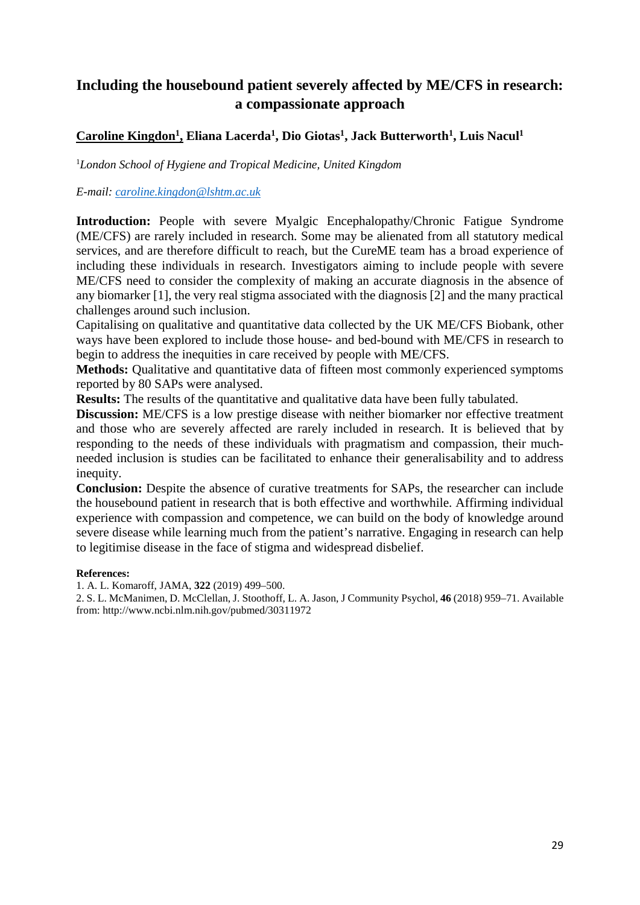## Including the housebound patient severely affected by ME/CFS in research: a compassionate approach

**Caroline Kingdon[1], Eliana Lacerda[1], Dio Giotas[1], Jack Butterworth[1], Luis Nacul[1]**

[1]*London School of Hygiene and Tropical Medicine, United Kingdom*

*E-mail: caroline.kingdon@lshtm.ac.uk*

**Introduction:** People with severe Myalgic Encephalopathy/Chronic Fatigue Syndrome (ME/CFS) are rarely included in research. Some may be alienated from all statutory medical services, and are therefore difficult to reach, but the CureME team has a broad experience of including these individuals in research. Investigators aiming to include people with severe ME/CFS need to consider the complexity of making an accurate diagnosis in the absence of any biomarker [1], the very real stigma associated with the diagnosis [2] and the many practical challenges around such inclusion.

Capitalising on qualitative and quantitative data collected by the UK ME/CFS Biobank, other ways have been explored to include those house- and bed-bound with ME/CFS in research to begin to address the inequities in care received by people with ME/CFS.

**Methods:** Qualitative and quantitative data of fifteen most commonly experienced symptoms reported by 80 SAPs were analysed.

**Results:** The results of the quantitative and qualitative data have been fully tabulated.

**Discussion:** ME/CFS is a low prestige disease with neither biomarker nor effective treatment and those who are severely affected are rarely included in research. It is believed that by responding to the needs of these individuals with pragmatism and compassion, their much-needed inclusion is studies can be facilitated to enhance their generalisability and to address inequity.

**Conclusion:** Despite the absence of curative treatments for SAPs, the researcher can include the housebound patient in research that is both effective and worthwhile. Affirming individual experience with compassion and competence, we can build on the body of knowledge around severe disease while learning much from the patient's narrative. Engaging in research can help to legitimise disease in the face of stigma and widespread disbelief.

**References:**

1. A. L. Komaroff, JAMA, **322** (2019) 499–500.
2. S. L. McManimen, D. McClellan, J. Stoothoff, L. A. Jason, J Community Psychol, **46** (2018) 959–71. Available from: http://www.ncbi.nlm.nih.gov/pubmed/30311972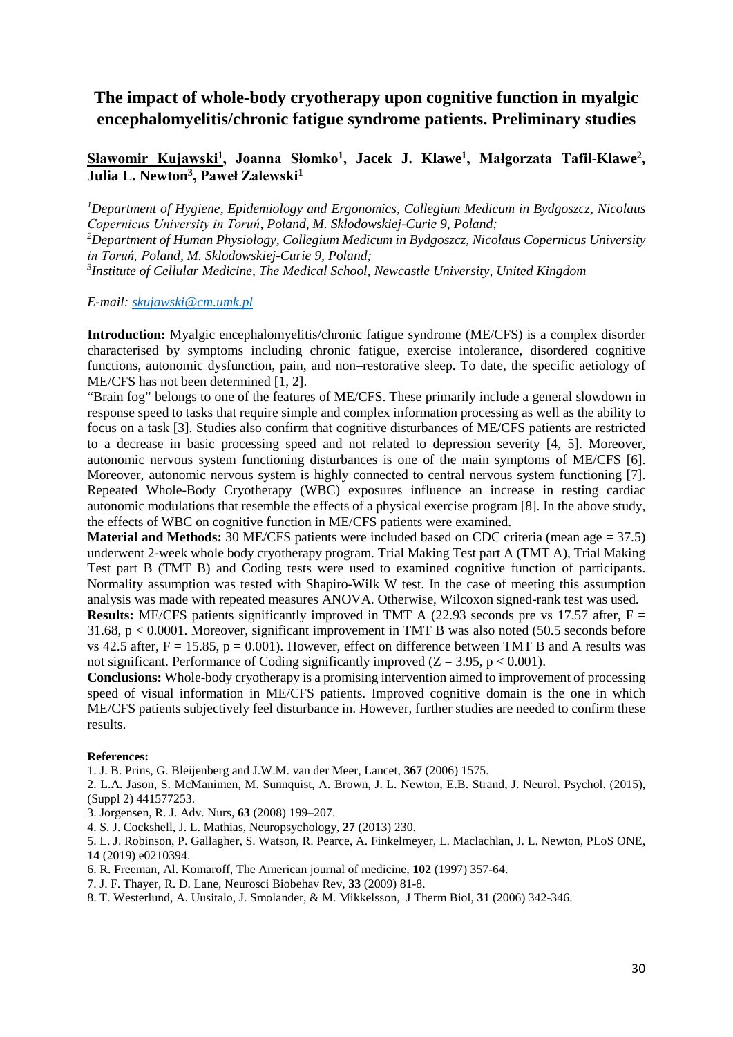# The impact of whole-body cryotherapy upon cognitive function in myalgic encephalomyelitis/chronic fatigue syndrome patients. Preliminary studies

**<u>Sławomir Kujawski</u>[1], Joanna Słomko[1], Jacek J. Klawe[1], Małgorzata Tafil-Klawe[2], Julia L. Newton[3], Paweł Zalewski[1]**

*[1]Department of Hygiene, Epidemiology and Ergonomics, Collegium Medicum in Bydgoszcz, Nicolaus Copernicus University in Toruń, Poland, M. Sklodowskiej-Curie 9, Poland;*
*[2]Department of Human Physiology, Collegium Medicum in Bydgoszcz, Nicolaus Copernicus University in Toruń, Poland, M. Sklodowskiej-Curie 9, Poland;*
*[3]Institute of Cellular Medicine, The Medical School, Newcastle University, United Kingdom*

*E-mail: skujawski@cm.umk.pl*

**Introduction:** Myalgic encephalomyelitis/chronic fatigue syndrome (ME/CFS) is a complex disorder characterised by symptoms including chronic fatigue, exercise intolerance, disordered cognitive functions, autonomic dysfunction, pain, and non–restorative sleep. To date, the specific aetiology of ME/CFS has not been determined [1, 2].

"Brain fog" belongs to one of the features of ME/CFS. These primarily include a general slowdown in response speed to tasks that require simple and complex information processing as well as the ability to focus on a task [3]. Studies also confirm that cognitive disturbances of ME/CFS patients are restricted to a decrease in basic processing speed and not related to depression severity [4, 5]. Moreover, autonomic nervous system functioning disturbances is one of the main symptoms of ME/CFS [6]. Moreover, autonomic nervous system is highly connected to central nervous system functioning [7]. Repeated Whole-Body Cryotherapy (WBC) exposures influence an increase in resting cardiac autonomic modulations that resemble the effects of a physical exercise program [8]. In the above study, the effects of WBC on cognitive function in ME/CFS patients were examined.

**Material and Methods:** 30 ME/CFS patients were included based on CDC criteria (mean age = 37.5) underwent 2-week whole body cryotherapy program. Trial Making Test part A (TMT A), Trial Making Test part B (TMT B) and Coding tests were used to examined cognitive function of participants. Normality assumption was tested with Shapiro-Wilk W test. In the case of meeting this assumption analysis was made with repeated measures ANOVA. Otherwise, Wilcoxon signed-rank test was used.

**Results:** ME/CFS patients significantly improved in TMT A (22.93 seconds pre vs 17.57 after, $F = 31.68$, $p < 0.0001$. Moreover, significant improvement in TMT B was also noted (50.5 seconds before vs 42.5 after, $F = 15.85$, $p = 0.001$). However, effect on difference between TMT B and A results was not significant. Performance of Coding significantly improved ($Z = 3.95$, $p < 0.001$).

**Conclusions:** Whole-body cryotherapy is a promising intervention aimed to improvement of processing speed of visual information in ME/CFS patients. Improved cognitive domain is the one in which ME/CFS patients subjectively feel disturbance in. However, further studies are needed to confirm these results.

**References:**

1. J. B. Prins, G. Bleijenberg and J.W.M. van der Meer, Lancet, **367** (2006) 1575.
2. L.A. Jason, S. McManimen, M. Sunnquist, A. Brown, J. L. Newton, E.B. Strand, J. Neurol. Psychol. (2015), (Suppl 2) 441577253.
3. Jorgensen, R. J. Adv. Nurs, **63** (2008) 199–207.
4. S. J. Cockshell, J. L. Mathias, Neuropsychology, **27** (2013) 230.
5. L. J. Robinson, P. Gallagher, S. Watson, R. Pearce, A. Finkelmeyer, L. Maclachlan, J. L. Newton, PLoS ONE, **14** (2019) e0210394.
6. R. Freeman, Al. Komaroff, The American journal of medicine, **102** (1997) 357-64.
7. J. F. Thayer, R. D. Lane, Neurosci Biobehav Rev, **33** (2009) 81-8.
8. T. Westerlund, A. Uusitalo, J. Smolander, & M. Mikkelsson, J Therm Biol, **31** (2006) 342-346.